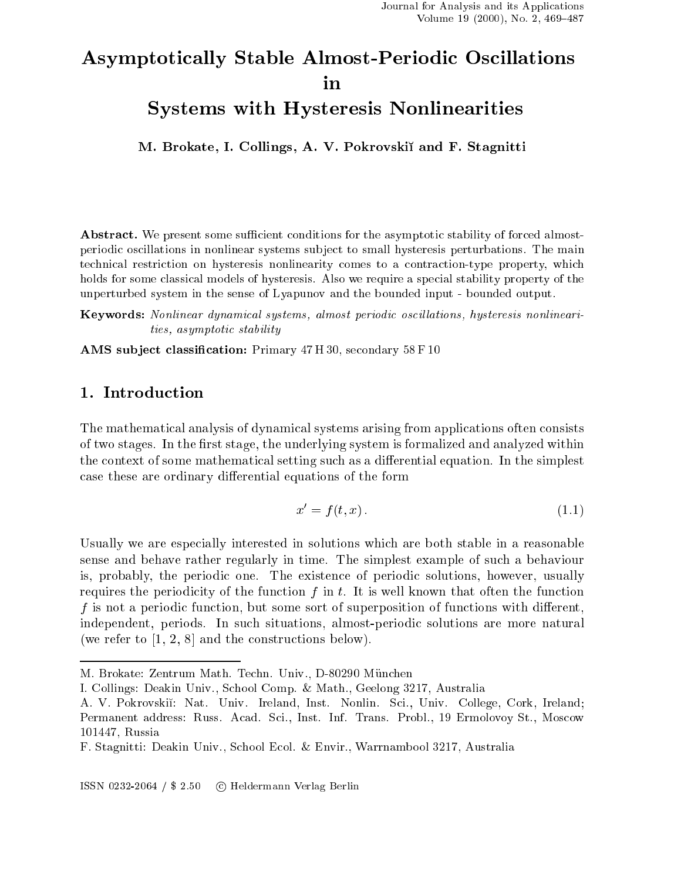# Asymptotically Stable Almost-Periodic Oscillations in Systems with Hysteresis Nonlinearities

**M. Brokate, I. Collings, A. V. Pokrovskiĭ and F. Stagnitti**

**Abstract.** We present some sufficient conditions for the asymptotic stability of forced almost-periodic oscillations in nonlinear systems subject to small hysteresis perturbations. The main technical restriction on hysteresis nonlinearity comes to a contraction-type property, which holds for some classical models of hysteresis. Also we require a special stability property of the unperturbed system in the sense of Lyapunov and the bounded input - bounded output.

**Keywords:** *Nonlinear dynamical systems, almost periodic oscillations, hysteresis nonlinearities, asymptotic stability*

**AMS subject classification:** Primary 47 H 30, secondary 58 F 10

## 1. Introduction

The mathematical analysis of dynamical systems arising from applications often consists of two stages. In the first stage, the underlying system is formalized and analyzed within the context of some mathematical setting such as a differential equation. In the simplest case these are ordinary differential equations of the form

$$x' = f(t, x). \tag{1.1}$$

Usually we are especially interested in solutions which are both stable in a reasonable sense and behave rather regularly in time. The simplest example of such a behaviour is, probably, the periodic one. The existence of periodic solutions, however, usually requires the periodicity of the function $f$ in $t$. It is well known that often the function $f$ is not a periodic function, but some sort of superposition of functions with different, independent, periods. In such situations, almost-periodic solutions are more natural (we refer to [1, 2, 8] and the constructions below).

---

M. Brokate: Zentrum Math. Techn. Univ., D-80290 München

I. Collings: Deakin Univ., School Comp. & Math., Geelong 3217, Australia

A. V. Pokrovskiĭ: Nat. Univ. Ireland, Inst. Nonlin. Sci., Univ. College, Cork, Ireland; Permanent address: Russ. Acad. Sci., Inst. Inf. Trans. Probl., 19 Ermolovoy St., Moscow 101447, Russia

F. Stagnitti: Deakin Univ., School Ecol. & Envir., Warrnambool 3217, Australia

ISSN 0232-2064 / $ 2.50 © Heldermann Verlag Berlin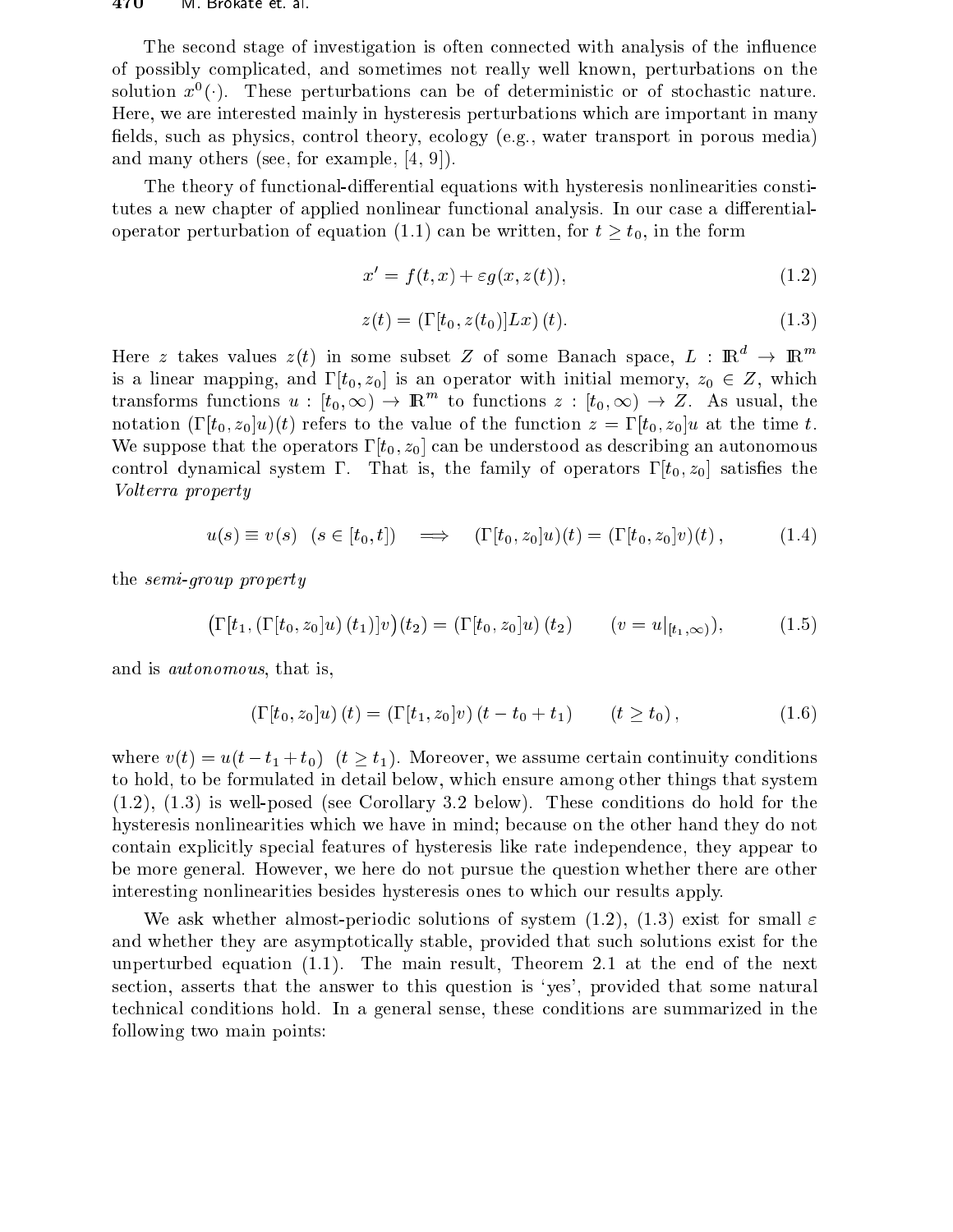The second stage of investigation is often connected with analysis of the influence of possibly complicated, and sometimes not really well known, perturbations on the solution $x^0(\cdot)$. These perturbations can be of deterministic or of stochastic nature. Here, we are interested mainly in hysteresis perturbations which are important in many fields, such as physics, control theory, ecology (e.g., water transport in porous media) and many others (see, for example, [4, 9]).

The theory of functional-differential equations with hysteresis nonlinearities constitutes a new chapter of applied nonlinear functional analysis. In our case a differential-operator perturbation of equation (1.1) can be written, for $t \geq t_0$, in the form

$$x' = f(t, x) + \varepsilon g(x, z(t)), \tag{1.2}$$

$$z(t) = (\Gamma[t_0, z(t_0)]Lx)(t). \tag{1.3}$$

Here $z$ takes values $z(t)$ in some subset $Z$ of some Banach space, $L : \mathbb{R}^d \to \mathbb{R}^m$ is a linear mapping, and $\Gamma[t_0, z_0]$ is an operator with initial memory, $z_0 \in Z$, which transforms functions $u : [t_0, \infty) \to \mathbb{R}^m$ to functions $z : [t_0, \infty) \to Z$. As usual, the notation $(\Gamma[t_0, z_0]u)(t)$ refers to the value of the function $z = \Gamma[t_0, z_0]u$ at the time $t$. We suppose that the operators $\Gamma[t_0, z_0]$ can be understood as describing an autonomous control dynamical system $\Gamma$. That is, the family of operators $\Gamma[t_0, z_0]$ satisfies the *Volterra property*

$$u(s) \equiv v(s) \quad (s \in [t_0, t]) \quad \Longrightarrow \quad (\Gamma[t_0, z_0]u)(t) = (\Gamma[t_0, z_0]v)(t)\,, \tag{1.4}$$

the *semi-group property*

$$\big(\Gamma[t_1, (\Gamma[t_0, z_0]u)(t_1)]v\big)(t_2) = (\Gamma[t_0, z_0]u)(t_2) \qquad (v = u|_{[t_1,\infty)}), \tag{1.5}$$

and is *autonomous*, that is,

$$(\Gamma[t_0, z_0]u)(t) = (\Gamma[t_1, z_0]v)(t - t_0 + t_1) \qquad (t \geq t_0)\,, \tag{1.6}$$

where $v(t) = u(t - t_1 + t_0)$ $(t \geq t_1)$. Moreover, we assume certain continuity conditions to hold, to be formulated in detail below, which ensure among other things that system (1.2), (1.3) is well-posed (see Corollary 3.2 below). These conditions do hold for the hysteresis nonlinearities which we have in mind; because on the other hand they do not contain explicitly special features of hysteresis like rate independence, they appear to be more general. However, we here do not pursue the question whether there are other interesting nonlinearities besides hysteresis ones to which our results apply.

We ask whether almost-periodic solutions of system (1.2), (1.3) exist for small $\varepsilon$ and whether they are asymptotically stable, provided that such solutions exist for the unperturbed equation (1.1). The main result, Theorem 2.1 at the end of the next section, asserts that the answer to this question is 'yes', provided that some natural technical conditions hold. In a general sense, these conditions are summarized in the following two main points: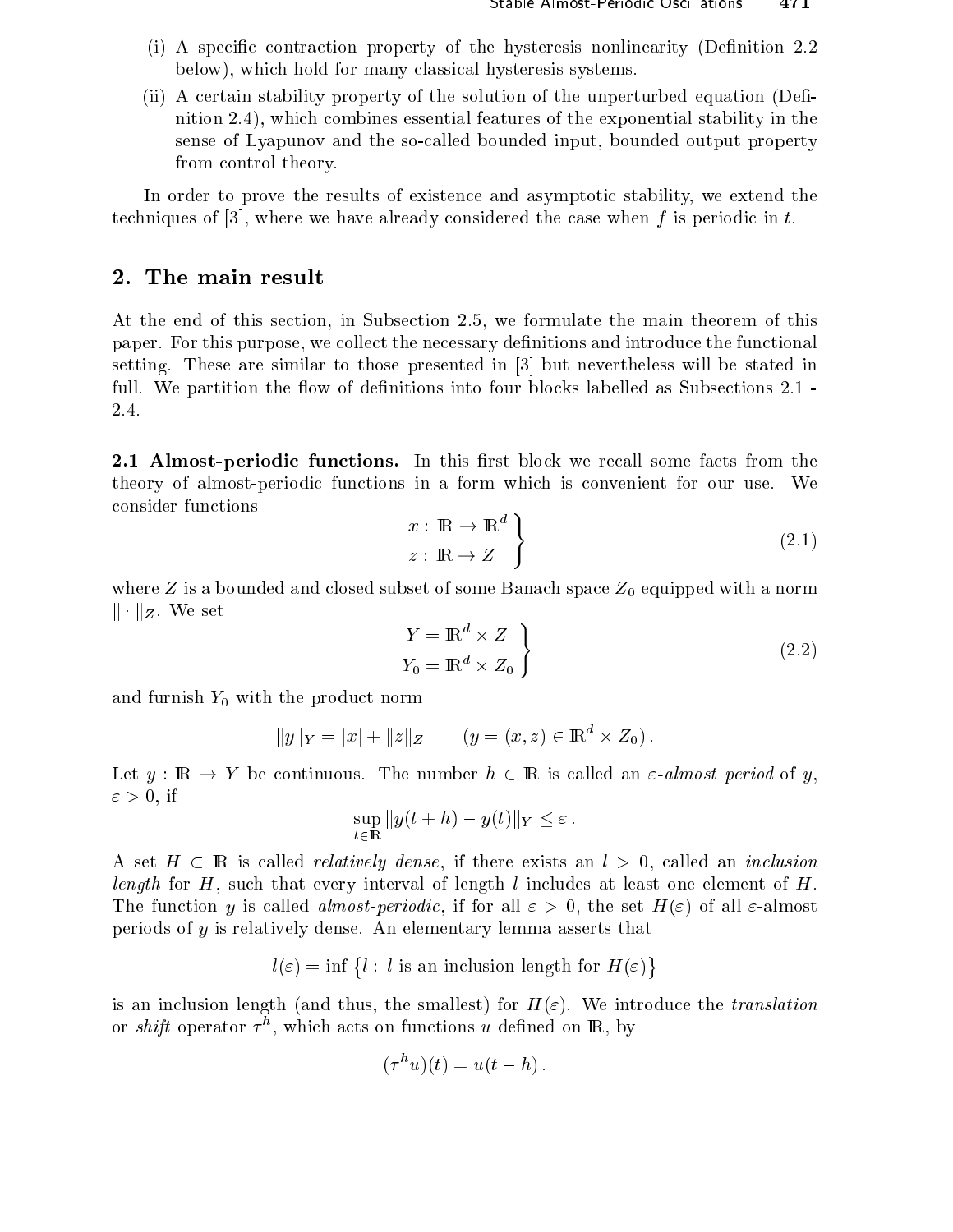(i) A specific contraction property of the hysteresis nonlinearity (Definition 2.2 below), which hold for many classical hysteresis systems.

(ii) A certain stability property of the solution of the unperturbed equation (Definition 2.4), which combines essential features of the exponential stability in the sense of Lyapunov and the so-called bounded input, bounded output property from control theory.

In order to prove the results of existence and asymptotic stability, we extend the techniques of [3], where we have already considered the case when $f$ is periodic in $t$.

## 2. The main result

At the end of this section, in Subsection 2.5, we formulate the main theorem of this paper. For this purpose, we collect the necessary definitions and introduce the functional setting. These are similar to those presented in [3] but nevertheless will be stated in full. We partition the flow of definitions into four blocks labelled as Subsections 2.1 - 2.4.

**2.1 Almost-periodic functions.** In this first block we recall some facts from the theory of almost-periodic functions in a form which is convenient for our use. We consider functions

$$\left.\begin{array}{l} x : \mathbb{R} \to \mathbb{R}^d \\ z : \mathbb{R} \to Z \end{array}\right\} \tag{2.1}$$

where $Z$ is a bounded and closed subset of some Banach space $Z_0$ equipped with a norm $\|\cdot\|_Z$. We set

$$\left.\begin{array}{l} Y = \mathbb{R}^d \times Z \\ Y_0 = \mathbb{R}^d \times Z_0 \end{array}\right\} \tag{2.2}$$

and furnish $Y_0$ with the product norm

$$\|y\|_Y = |x| + \|z\|_Z \qquad (y = (x, z) \in \mathbb{R}^d \times Z_0).$$

Let $y : \mathbb{R} \to Y$ be continuous. The number $h \in \mathbb{R}$ is called an *$\varepsilon$-almost period* of $y$, $\varepsilon > 0$, if

$$\sup_{t \in \mathbb{R}} \|y(t + h) - y(t)\|_Y \le \varepsilon.$$

A set $H \subset \mathbb{R}$ is called *relatively dense*, if there exists an $l > 0$, called an *inclusion length* for $H$, such that every interval of length $l$ includes at least one element of $H$. The function $y$ is called *almost-periodic*, if for all $\varepsilon > 0$, the set $H(\varepsilon)$ of all $\varepsilon$-almost periods of $y$ is relatively dense. An elementary lemma asserts that

$$l(\varepsilon) = \inf \big\{ l : l \text{ is an inclusion length for } H(\varepsilon) \big\}$$

is an inclusion length (and thus, the smallest) for $H(\varepsilon)$. We introduce the *translation* or *shift* operator $\tau^h$, which acts on functions $u$ defined on $\mathbb{R}$, by

$$(\tau^h u)(t) = u(t - h).$$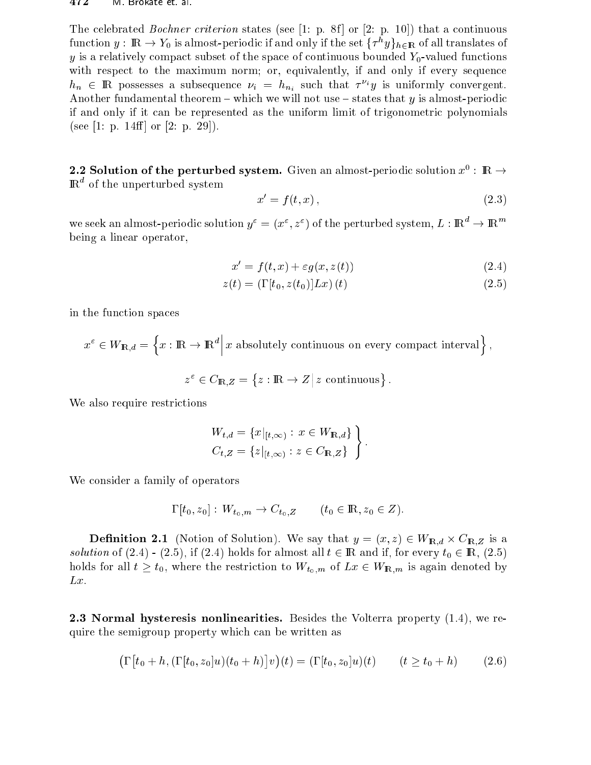The celebrated *Bochner criterion* states (see [1: p. 8f] or [2: p. 10]) that a continuous function $y : \mathbb{R} \to Y_0$ is almost-periodic if and only if the set $\{\tau^h y\}_{h \in \mathbb{R}}$ of all translates of $y$ is a relatively compact subset of the space of continuous bounded $Y_0$-valued functions with respect to the maximum norm; or, equivalently, if and only if every sequence $h_n \in \mathbb{R}$ possesses a subsequence $\nu_i = h_{n_i}$ such that $\tau^{\nu_i} y$ is uniformly convergent. Another fundamental theorem – which we will not use – states that $y$ is almost-periodic if and only if it can be represented as the uniform limit of trigonometric polynomials (see [1: p. 14ff] or [2: p. 29]).

**2.2 Solution of the perturbed system.** Given an almost-periodic solution $x^0 : \mathbb{R} \to \mathbb{R}^d$ of the unperturbed system

$$x' = f(t, x)\,, \tag{2.3}$$

we seek an almost-periodic solution $y^\varepsilon = (x^\varepsilon, z^\varepsilon)$ of the perturbed system, $L : \mathbb{R}^d \to \mathbb{R}^m$ being a linear operator,

$$x' = f(t, x) + \varepsilon g(x, z(t)) \tag{2.4}$$

$$z(t) = (\Gamma[t_0, z(t_0)]Lx)\,(t) \tag{2.5}$$

in the function spaces

$$x^\varepsilon \in W_{\mathbb{R},d} = \Big\{ x : \mathbb{R} \to \mathbb{R}^d \Big|\, x \text{ absolutely continuous on every compact interval} \Big\},$$

$$z^\varepsilon \in C_{\mathbb{R},Z} = \big\{ z : \mathbb{R} \to Z \,\big|\, z \text{ continuous} \big\}.$$

We also require restrictions

$$\left. \begin{array}{l} W_{t,d} = \{ x|_{[t,\infty)} : x \in W_{\mathbb{R},d} \} \\ C_{t,Z} = \{ z|_{[t,\infty)} : z \in C_{\mathbb{R},Z} \} \end{array} \right\}.$$

We consider a family of operators

$$\Gamma[t_0, z_0] : W_{t_0,m} \to C_{t_0,Z} \qquad (t_0 \in \mathbb{R}, z_0 \in Z).$$

**Definition 2.1** (Notion of Solution). We say that $y = (x, z) \in W_{\mathbb{R},d} \times C_{\mathbb{R},Z}$ is a *solution* of (2.4) - (2.5), if (2.4) holds for almost all $t \in \mathbb{R}$ and if, for every $t_0 \in \mathbb{R}$, (2.5) holds for all $t \geq t_0$, where the restriction to $W_{t_0,m}$ of $Lx \in W_{\mathbb{R},m}$ is again denoted by $Lx$.

**2.3 Normal hysteresis nonlinearities.** Besides the Volterra property (1.4), we require the semigroup property which can be written as

$$\big(\Gamma\big[t_0 + h, (\Gamma[t_0, z_0]u)(t_0 + h)\big]v\big)(t) = (\Gamma[t_0, z_0]u)(t) \qquad (t \geq t_0 + h) \tag{2.6}$$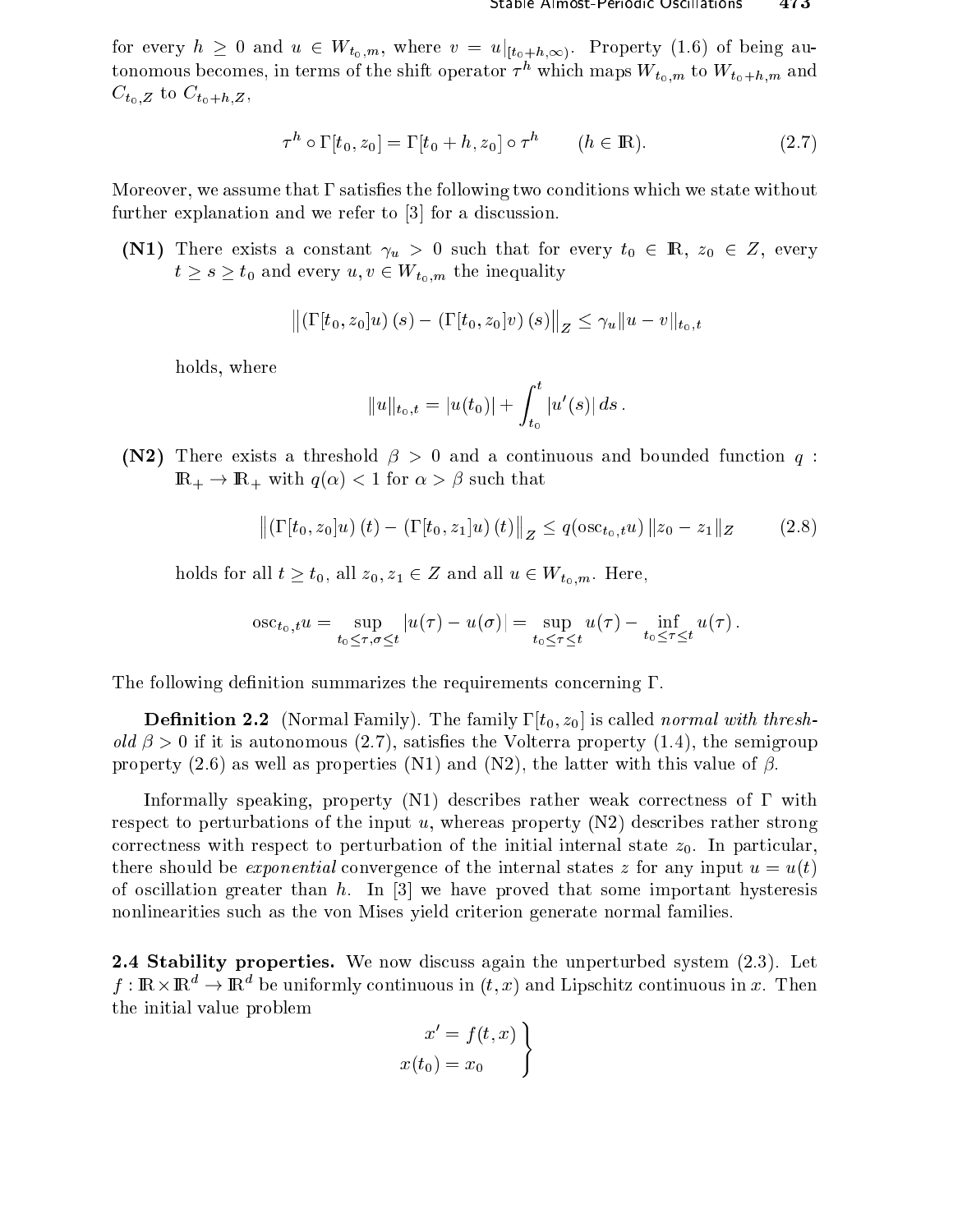for every $h \geq 0$ and $u \in W_{t_0,m}$, where $v = u|_{[t_0+h,\infty)}$. Property (1.6) of being autonomous becomes, in terms of the shift operator $\tau^h$ which maps $W_{t_0,m}$ to $W_{t_0+h,m}$ and $C_{t_0,Z}$ to $C_{t_0+h,Z}$,

$$\tau^h \circ \Gamma[t_0, z_0] = \Gamma[t_0 + h, z_0] \circ \tau^h \qquad (h \in \mathbb{R}). \tag{2.7}$$

Moreover, we assume that $\Gamma$ satisfies the following two conditions which we state without further explanation and we refer to [3] for a discussion.

**(N1)** There exists a constant $\gamma_u > 0$ such that for every $t_0 \in \mathbb{R}$, $z_0 \in Z$, every $t \geq s \geq t_0$ and every $u, v \in W_{t_0,m}$ the inequality

$$\left\| \left(\Gamma[t_0, z_0]u\right)(s) - \left(\Gamma[t_0, z_0]v\right)(s) \right\|_Z \leq \gamma_u \|u - v\|_{t_0,t}$$

holds, where

$$\|u\|_{t_0,t} = |u(t_0)| + \int_{t_0}^{t} |u'(s)|\, ds\,.$$

**(N2)** There exists a threshold $\beta > 0$ and a continuous and bounded function $q : \mathbb{R}_+ \to \mathbb{R}_+$ with $q(\alpha) < 1$ for $\alpha > \beta$ such that

$$\left\| \left(\Gamma[t_0, z_0]u\right)(t) - \left(\Gamma[t_0, z_1]u\right)(t) \right\|_Z \leq q(\operatorname{osc}_{t_0,t} u)\, \|z_0 - z_1\|_Z \tag{2.8}$$

holds for all $t \geq t_0$, all $z_0, z_1 \in Z$ and all $u \in W_{t_0,m}$. Here,

$$\operatorname{osc}_{t_0,t} u = \sup_{t_0 \leq \tau, \sigma \leq t} |u(\tau) - u(\sigma)| = \sup_{t_0 \leq \tau \leq t} u(\tau) - \inf_{t_0 \leq \tau \leq t} u(\tau)\,.$$

The following definition summarizes the requirements concerning $\Gamma$.

**Definition 2.2** (Normal Family). The family $\Gamma[t_0, z_0]$ is called *normal with threshold* $\beta > 0$ if it is autonomous (2.7), satisfies the Volterra property (1.4), the semigroup property (2.6) as well as properties (N1) and (N2), the latter with this value of $\beta$.

Informally speaking, property (N1) describes rather weak correctness of $\Gamma$ with respect to perturbations of the input $u$, whereas property (N2) describes rather strong correctness with respect to perturbation of the initial internal state $z_0$. In particular, there should be *exponential* convergence of the internal states $z$ for any input $u = u(t)$ of oscillation greater than $h$. In [3] we have proved that some important hysteresis nonlinearities such as the von Mises yield criterion generate normal families.

**2.4 Stability properties.** We now discuss again the unperturbed system (2.3). Let $f : \mathbb{R} \times \mathbb{R}^d \to \mathbb{R}^d$ be uniformly continuous in $(t, x)$ and Lipschitz continuous in $x$. Then the initial value problem

$$\left.\begin{aligned} x' &= f(t, x) \\ x(t_0) &= x_0 \end{aligned}\right\}$$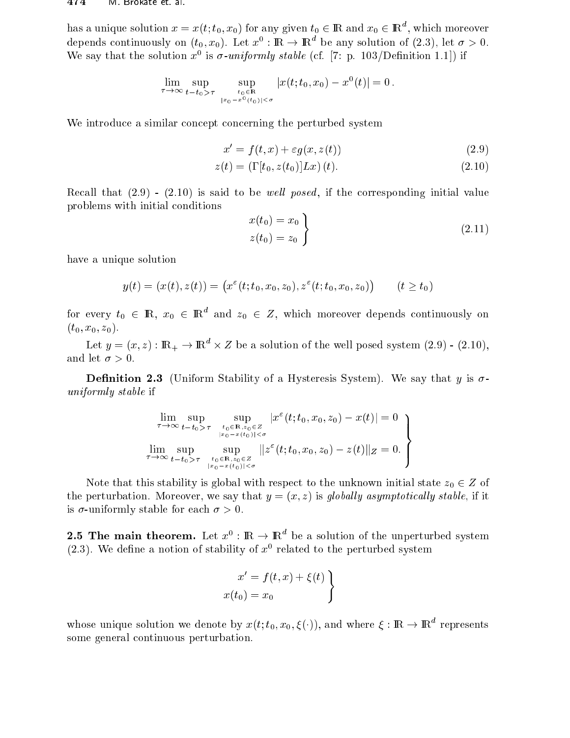has a unique solution $x = x(t; t_0, x_0)$ for any given $t_0 \in \mathbb{R}$ and $x_0 \in \mathbb{R}^d$, which moreover depends continuously on $(t_0, x_0)$. Let $x^0 : \mathbb{R} \to \mathbb{R}^d$ be any solution of (2.3), let $\sigma > 0$. We say that the solution $x^0$ is *$\sigma$-uniformly stable* (cf. [7: p. 103/Definition 1.1]) if

$$\lim_{\tau \to \infty} \sup_{t - t_0 > \tau} \sup_{\substack{t_0 \in \mathbb{R} \\ |x_0 - x^0(t_0)| < \sigma}} |x(t; t_0, x_0) - x^0(t)| = 0 .$$

We introduce a similar concept concerning the perturbed system

$$x' = f(t, x) + \varepsilon g(x, z(t)) \tag{2.9}$$

$$z(t) = (\Gamma[t_0, z(t_0)]Lx)(t). \tag{2.10}$$

Recall that (2.9) - (2.10) is said to be *well posed*, if the corresponding initial value problems with initial conditions

$$\left.\begin{aligned} x(t_0) &= x_0 \\ z(t_0) &= z_0 \end{aligned}\right\} \tag{2.11}$$

have a unique solution

$$y(t) = (x(t), z(t)) = \left(x^\varepsilon(t; t_0, x_0, z_0), z^\varepsilon(t; t_0, x_0, z_0)\right) \qquad (t \geq t_0)$$

for every $t_0 \in \mathbb{R}$, $x_0 \in \mathbb{R}^d$ and $z_0 \in Z$, which moreover depends continuously on $(t_0, x_0, z_0)$.

Let $y = (x, z) : \mathbb{R}_+ \to \mathbb{R}^d \times Z$ be a solution of the well posed system (2.9) - (2.10), and let $\sigma > 0$.

**Definition 2.3** (Uniform Stability of a Hysteresis System). We say that $y$ is *$\sigma$-uniformly stable* if

$$\left.\begin{aligned} \lim_{\tau \to \infty} \sup_{t - t_0 > \tau} \sup_{\substack{t_0 \in \mathbb{R}, z_0 \in Z \\ |x_0 - x(t_0)| < \sigma}} |x^\varepsilon(t; t_0, x_0, z_0) - x(t)| = 0 \\ \lim_{\tau \to \infty} \sup_{t - t_0 > \tau} \sup_{\substack{t_0 \in \mathbb{R}, z_0 \in Z \\ |x_0 - x(t_0)| < \sigma}} \|z^\varepsilon(t; t_0, x_0, z_0) - z(t)\|_Z = 0. \end{aligned}\right\}$$

Note that this stability is global with respect to the unknown initial state $z_0 \in Z$ of the perturbation. Moreover, we say that $y = (x, z)$ is *globally asymptotically stable*, if it is $\sigma$-uniformly stable for each $\sigma > 0$.

**2.5 The main theorem.** Let $x^0 : \mathbb{R} \to \mathbb{R}^d$ be a solution of the unperturbed system (2.3). We define a notion of stability of $x^0$ related to the perturbed system

$$\left.\begin{aligned} x' &= f(t, x) + \xi(t) \\ x(t_0) &= x_0 \end{aligned}\right\}$$

whose unique solution we denote by $x(t; t_0, x_0, \xi(\cdot))$, and where $\xi : \mathbb{R} \to \mathbb{R}^d$ represents some general continuous perturbation.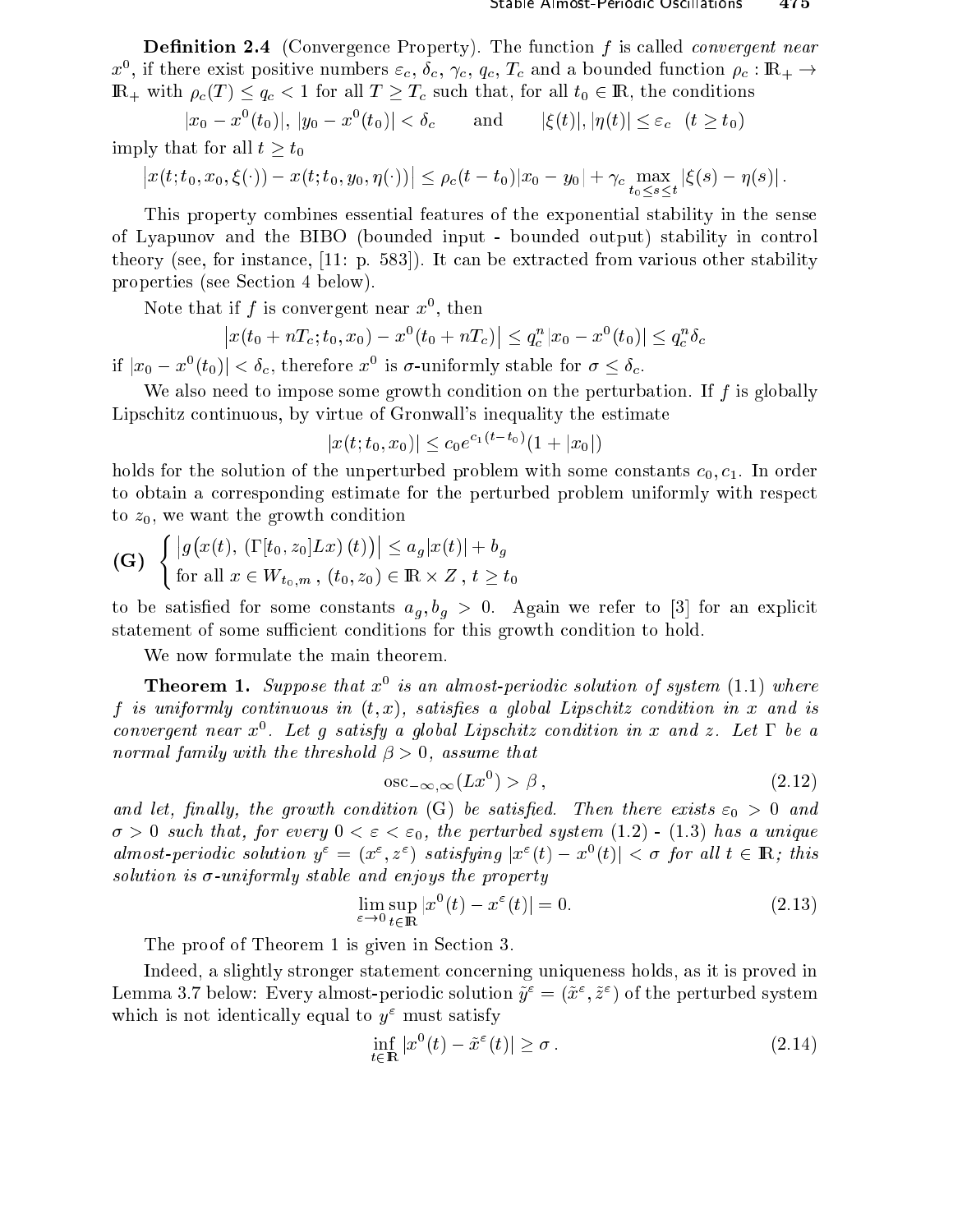**Definition 2.4** (Convergence Property). The function $f$ is called *convergent near* $x^0$, if there exist positive numbers $\varepsilon_c$, $\delta_c$, $\gamma_c$, $q_c$, $T_c$ and a bounded function $\rho_c : \mathbb{R}_+ \to \mathbb{R}_+$ with $\rho_c(T) \le q_c < 1$ for all $T \ge T_c$ such that, for all $t_0 \in \mathbb{R}$, the conditions

$$|x_0 - x^0(t_0)|,\ |y_0 - x^0(t_0)| < \delta_c \qquad \text{and} \qquad |\xi(t)|, |\eta(t)| \le \varepsilon_c \quad (t \ge t_0)$$

imply that for all $t \ge t_0$

$$\big| x(t; t_0, x_0, \xi(\cdot)) - x(t; t_0, y_0, \eta(\cdot)) \big| \le \rho_c(t - t_0)|x_0 - y_0| + \gamma_c \max_{t_0 \le s \le t} |\xi(s) - \eta(s)| .$$

This property combines essential features of the exponential stability in the sense of Lyapunov and the BIBO (bounded input - bounded output) stability in control theory (see, for instance, [11: p. 583]). It can be extracted from various other stability properties (see Section 4 below).

Note that if $f$ is convergent near $x^0$, then

$$\big| x(t_0 + nT_c; t_0, x_0) - x^0(t_0 + nT_c) \big| \le q_c^n \, |x_0 - x^0(t_0)| \le q_c^n \delta_c$$

if $|x_0 - x^0(t_0)| < \delta_c$, therefore $x^0$ is $\sigma$-uniformly stable for $\sigma \le \delta_c$.

We also need to impose some growth condition on the perturbation. If $f$ is globally Lipschitz continuous, by virtue of Gronwall's inequality the estimate

$$|x(t; t_0, x_0)| \le c_0 e^{c_1(t - t_0)}(1 + |x_0|)$$

holds for the solution of the unperturbed problem with some constants $c_0, c_1$. In order to obtain a corresponding estimate for the perturbed problem uniformly with respect to $z_0$, we want the growth condition

$$\textbf{(G)} \quad \begin{cases} \big| g\big(x(t),\, (\Gamma[t_0, z_0]Lx)\,(t)\big) \big| \le a_g |x(t)| + b_g \\ \text{for all } x \in W_{t_0, m}\,,\ (t_0, z_0) \in \mathbb{R} \times Z\,,\ t \ge t_0 \end{cases}$$

to be satisfied for some constants $a_g, b_g > 0$. Again we refer to [3] for an explicit statement of some sufficient conditions for this growth condition to hold.

We now formulate the main theorem.

**Theorem 1.** *Suppose that $x^0$ is an almost-periodic solution of system (1.1) where $f$ is uniformly continuous in $(t, x)$, satisfies a global Lipschitz condition in $x$ and is convergent near $x^0$. Let $g$ satisfy a global Lipschitz condition in $x$ and $z$. Let $\Gamma$ be a normal family with the threshold $\beta > 0$, assume that*

$$\operatorname{osc}_{-\infty,\infty}(Lx^0) > \beta\,, \tag{2.12}$$

*and let, finally, the growth condition (G) be satisfied. Then there exists $\varepsilon_0 > 0$ and $\sigma > 0$ such that, for every $0 < \varepsilon < \varepsilon_0$, the perturbed system (1.2) - (1.3) has a unique almost-periodic solution $y^\varepsilon = (x^\varepsilon, z^\varepsilon)$ satisfying $|x^\varepsilon(t) - x^0(t)| < \sigma$ for all $t \in \mathbb{R}$; this solution is $\sigma$-uniformly stable and enjoys the property*

$$\lim_{\varepsilon \to 0} \sup_{t \in \mathbb{R}} |x^0(t) - x^\varepsilon(t)| = 0. \tag{2.13}$$

The proof of Theorem 1 is given in Section 3.

Indeed, a slightly stronger statement concerning uniqueness holds, as it is proved in Lemma 3.7 below: Every almost-periodic solution $\tilde{y}^\varepsilon = (\tilde{x}^\varepsilon, \tilde{z}^\varepsilon)$ of the perturbed system which is not identically equal to $y^\varepsilon$ must satisfy

$$\inf_{t \in \mathbb{R}} |x^0(t) - \tilde{x}^\varepsilon(t)| \ge \sigma\,. \tag{2.14}$$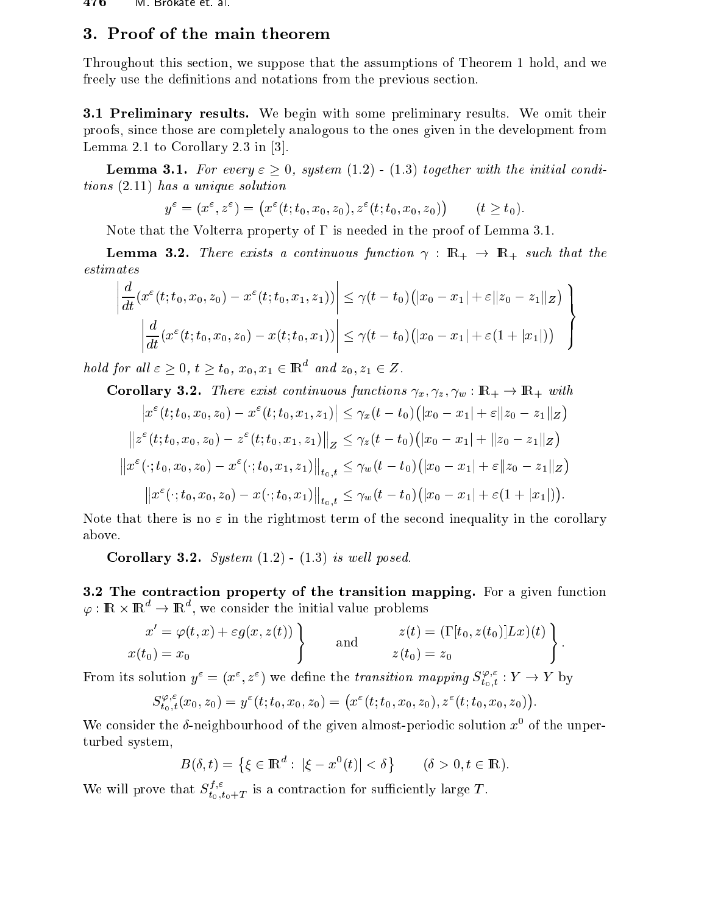## 3. Proof of the main theorem

Throughout this section, we suppose that the assumptions of Theorem 1 hold, and we freely use the definitions and notations from the previous section.

**3.1 Preliminary results.** We begin with some preliminary results. We omit their proofs, since those are completely analogous to the ones given in the development from Lemma 2.1 to Corollary 2.3 in [3].

**Lemma 3.1.** *For every $\varepsilon \geq 0$, system (1.2) - (1.3) together with the initial conditions (2.11) has a unique solution*

$$y^\varepsilon = (x^\varepsilon, z^\varepsilon) = \big(x^\varepsilon(t; t_0, x_0, z_0), z^\varepsilon(t; t_0, x_0, z_0)\big) \qquad (t \geq t_0).$$

Note that the Volterra property of $\Gamma$ is needed in the proof of Lemma 3.1.

**Lemma 3.2.** *There exists a continuous function $\gamma : \mathbb{R}_+ \to \mathbb{R}_+$ such that the estimates*

$$\left.\begin{aligned} \left|\frac{d}{dt}(x^\varepsilon(t; t_0, x_0, z_0) - x^\varepsilon(t; t_0, x_1, z_1))\right| &\leq \gamma(t - t_0)\big(|x_0 - x_1| + \varepsilon\|z_0 - z_1\|_Z\big) \\ \left|\frac{d}{dt}(x^\varepsilon(t; t_0, x_0, z_0) - x(t; t_0, x_1))\right| &\leq \gamma(t - t_0)\big(|x_0 - x_1| + \varepsilon(1 + |x_1|)\big) \end{aligned}\right\}$$

*hold for all $\varepsilon \geq 0$, $t \geq t_0$, $x_0, x_1 \in \mathbb{R}^d$ and $z_0, z_1 \in Z$.*

**Corollary 3.2.** *There exist continuous functions $\gamma_x, \gamma_z, \gamma_w : \mathbb{R}_+ \to \mathbb{R}_+$ with*

$$\begin{aligned} \big|x^\varepsilon(t; t_0, x_0, z_0) - x^\varepsilon(t; t_0, x_1, z_1)\big| &\leq \gamma_x(t - t_0)\big(|x_0 - x_1| + \varepsilon\|z_0 - z_1\|_Z\big) \\ \big\|z^\varepsilon(t; t_0, x_0, z_0) - z^\varepsilon(t; t_0, x_1, z_1)\big\|_Z &\leq \gamma_z(t - t_0)\big(|x_0 - x_1| + \|z_0 - z_1\|_Z\big) \\ \big\|x^\varepsilon(\cdot; t_0, x_0, z_0) - x^\varepsilon(\cdot; t_0, x_1, z_1)\big\|_{t_0,t} &\leq \gamma_w(t - t_0)\big(|x_0 - x_1| + \varepsilon\|z_0 - z_1\|_Z\big) \\ \big\|x^\varepsilon(\cdot; t_0, x_0, z_0) - x(\cdot; t_0, x_1)\big\|_{t_0,t} &\leq \gamma_w(t - t_0)\big(|x_0 - x_1| + \varepsilon(1 + |x_1|)\big). \end{aligned}$$

Note that there is no $\varepsilon$ in the rightmost term of the second inequality in the corollary above.

**Corollary 3.2.** *System (1.2) - (1.3) is well posed.*

**3.2 The contraction property of the transition mapping.** For a given function $\varphi : \mathbb{R} \times \mathbb{R}^d \to \mathbb{R}^d$, we consider the initial value problems

$$\left.\begin{aligned} x' &= \varphi(t, x) + \varepsilon g(x, z(t)) \\ x(t_0) &= x_0 \end{aligned}\right\} \qquad \text{and} \qquad \left.\begin{aligned} z(t) &= (\Gamma[t_0, z(t_0)]Lx)(t) \\ z(t_0) &= z_0 \end{aligned}\right\}.$$

From its solution $y^\varepsilon = (x^\varepsilon, z^\varepsilon)$ we define the *transition mapping* $S^{\varphi,\varepsilon}_{t_0,t} : Y \to Y$ by

$$S^{\varphi,\varepsilon}_{t_0,t}(x_0, z_0) = y^\varepsilon(t; t_0, x_0, z_0) = \big(x^\varepsilon(t; t_0, x_0, z_0), z^\varepsilon(t; t_0, x_0, z_0)\big).$$

We consider the $\delta$-neighbourhood of the given almost-periodic solution $x^0$ of the unperturbed system,

$$B(\delta, t) = \big\{\xi \in \mathbb{R}^d : \, |\xi - x^0(t)| < \delta\big\} \qquad (\delta > 0, t \in \mathbb{R}).$$

We will prove that $S^{f,\varepsilon}_{t_0,t_0+T}$ is a contraction for sufficiently large $T$.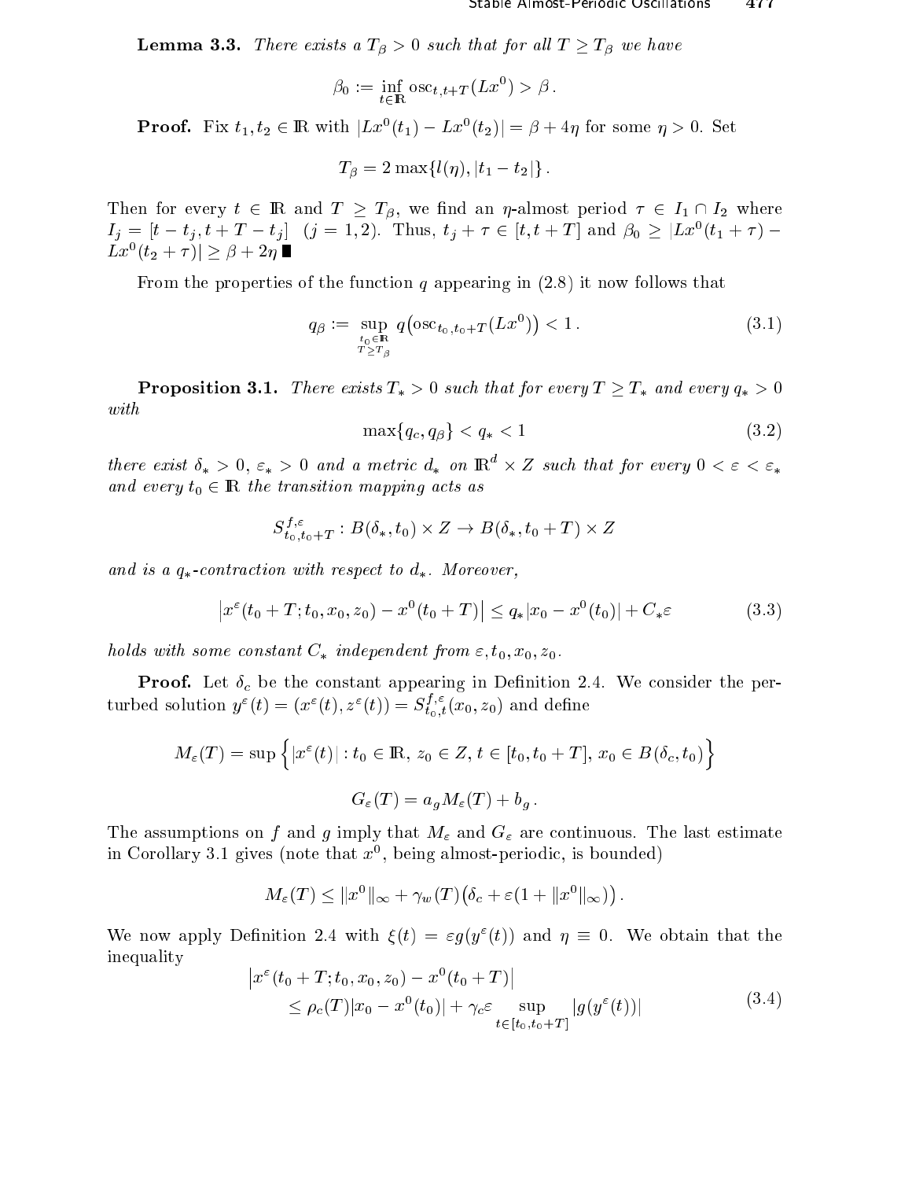**Lemma 3.3.** *There exists a $T_\beta > 0$ such that for all $T \geq T_\beta$ we have*

$$\beta_0 := \inf_{t\in\mathbb{R}} \operatorname{osc}_{t,t+T}(Lx^0) > \beta\,.$$

**Proof.** Fix $t_1, t_2 \in \mathbb{R}$ with $|Lx^0(t_1) - Lx^0(t_2)| = \beta + 4\eta$ for some $\eta > 0$. Set

$$T_\beta = 2\max\{l(\eta), |t_1 - t_2|\}\,.$$

Then for every $t \in \mathbb{R}$ and $T \geq T_\beta$, we find an $\eta$-almost period $\tau \in I_1 \cap I_2$ where $I_j = [t - t_j, t + T - t_j]$ $(j = 1, 2)$. Thus, $t_j + \tau \in [t, t+T]$ and $\beta_0 \geq |Lx^0(t_1+\tau) - Lx^0(t_2+\tau)| \geq \beta + 2\eta$ ∎

From the properties of the function $q$ appearing in (2.8) it now follows that

$$q_\beta := \sup_{\substack{t_0\in\mathbb{R}\\ T\geq T_\beta}} q\big(\operatorname{osc}_{t_0,t_0+T}(Lx^0)\big) < 1\,. \tag{3.1}$$

**Proposition 3.1.** *There exists $T_* > 0$ such that for every $T \geq T_*$ and every $q_* > 0$ with*

$$\max\{q_c, q_\beta\} < q_* < 1 \tag{3.2}$$

*there exist $\delta_* > 0$, $\varepsilon_* > 0$ and a metric $d_*$ on $\mathbb{R}^d \times Z$ such that for every $0 < \varepsilon < \varepsilon_*$ and every $t_0 \in \mathbb{R}$ the transition mapping acts as*

$$S^{f,\varepsilon}_{t_0,t_0+T} : B(\delta_*, t_0) \times Z \to B(\delta_*, t_0 + T) \times Z$$

*and is a $q_*$-contraction with respect to $d_*$. Moreover,*

$$\big|x^\varepsilon(t_0+T; t_0, x_0, z_0) - x^0(t_0+T)\big| \leq q_*|x_0 - x^0(t_0)| + C_*\varepsilon \tag{3.3}$$

*holds with some constant $C_*$ independent from $\varepsilon, t_0, x_0, z_0$.*

**Proof.** Let $\delta_c$ be the constant appearing in Definition 2.4. We consider the perturbed solution $y^\varepsilon(t) = (x^\varepsilon(t), z^\varepsilon(t)) = S^{f,\varepsilon}_{t_0,t}(x_0, z_0)$ and define

$$M_\varepsilon(T) = \sup\Big\{|x^\varepsilon(t)| : t_0 \in \mathbb{R},\, z_0 \in Z,\, t \in [t_0, t_0+T],\, x_0 \in B(\delta_c, t_0)\Big\}$$

$$G_\varepsilon(T) = a_g M_\varepsilon(T) + b_g\,.$$

The assumptions on $f$ and $g$ imply that $M_\varepsilon$ and $G_\varepsilon$ are continuous. The last estimate in Corollary 3.1 gives (note that $x^0$, being almost-periodic, is bounded)

$$M_\varepsilon(T) \leq \|x^0\|_\infty + \gamma_w(T)\big(\delta_c + \varepsilon(1 + \|x^0\|_\infty)\big)\,.$$

We now apply Definition 2.4 with $\xi(t) = \varepsilon g(y^\varepsilon(t))$ and $\eta \equiv 0$. We obtain that the inequality

$$\begin{aligned} &\big|x^\varepsilon(t_0+T; t_0, x_0, z_0) - x^0(t_0+T)\big| \\ &\qquad \leq \rho_c(T)|x_0 - x^0(t_0)| + \gamma_c\varepsilon \sup_{t\in[t_0,t_0+T]} |g(y^\varepsilon(t))| \end{aligned} \tag{3.4}$$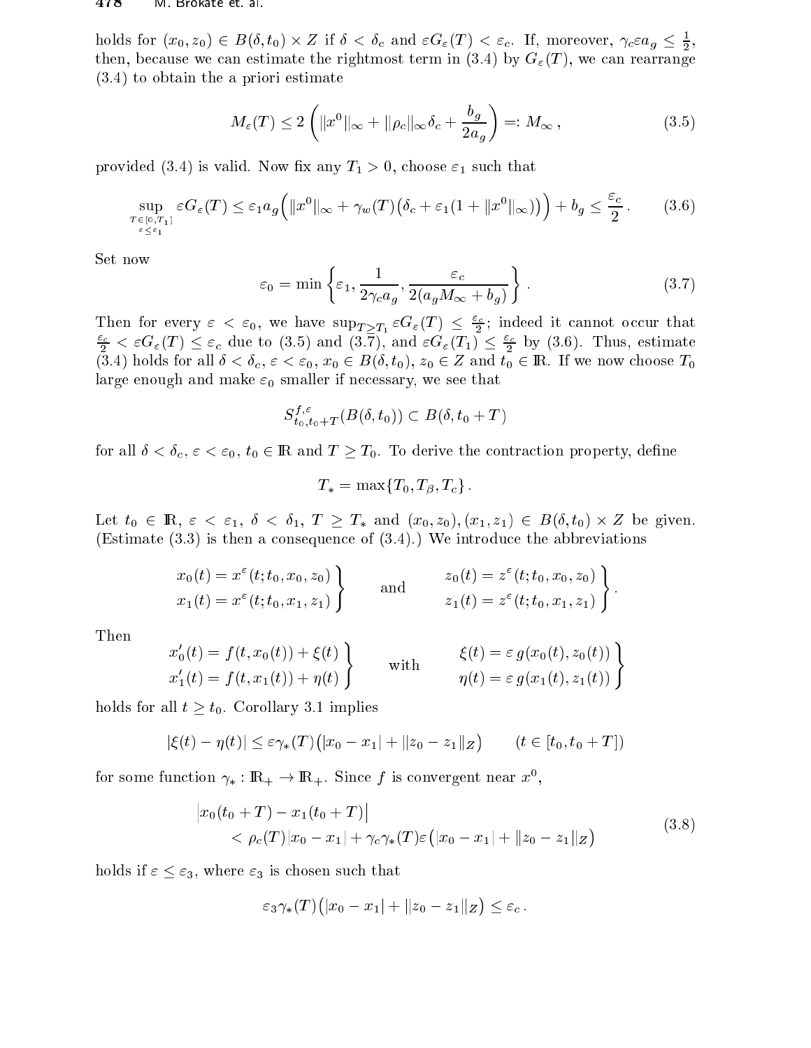holds for $(x_0, z_0) \in B(\delta, t_0) \times Z$ if $\delta < \delta_c$ and $\varepsilon G_\varepsilon(T) < \varepsilon_c$. If, moreover, $\gamma_c \varepsilon a_g \leq \frac{1}{2}$, then, because we can estimate the rightmost term in (3.4) by $G_\varepsilon(T)$, we can rearrange (3.4) to obtain the a priori estimate

$$M_\varepsilon(T) \leq 2\left(\|x^0\|_\infty + \|\rho_c\|_\infty \delta_c + \frac{b_g}{2a_g}\right) =: M_\infty\,, \tag{3.5}$$

provided (3.4) is valid. Now fix any $T_1 > 0$, choose $\varepsilon_1$ such that

$$\sup_{\substack{T \in [0,T_1] \\ \varepsilon \leq \varepsilon_1}} \varepsilon G_\varepsilon(T) \leq \varepsilon_1 a_g \Big(\|x^0\|_\infty + \gamma_w(T)\big(\delta_c + \varepsilon_1(1 + \|x^0\|_\infty)\big)\Big) + b_g \leq \frac{\varepsilon_c}{2}\,. \tag{3.6}$$

Set now

$$\varepsilon_0 = \min\left\{\varepsilon_1, \frac{1}{2\gamma_c a_g}, \frac{\varepsilon_c}{2(a_g M_\infty + b_g)}\right\}\,. \tag{3.7}$$

Then for every $\varepsilon < \varepsilon_0$, we have $\sup_{T \geq T_1} \varepsilon G_\varepsilon(T) \leq \frac{\varepsilon_c}{2}$; indeed it cannot occur that $\frac{\varepsilon_c}{2} < \varepsilon G_\varepsilon(T) \leq \varepsilon_c$ due to (3.5) and (3.7), and $\varepsilon G_\varepsilon(T_1) \leq \frac{\varepsilon_c}{2}$ by (3.6). Thus, estimate (3.4) holds for all $\delta < \delta_c$, $\varepsilon < \varepsilon_0$, $x_0 \in B(\delta, t_0)$, $z_0 \in Z$ and $t_0 \in \mathbb{R}$. If we now choose $T_0$ large enough and make $\varepsilon_0$ smaller if necessary, we see that

$$S^{f,\varepsilon}_{t_0, t_0+T}(B(\delta, t_0)) \subset B(\delta, t_0 + T)$$

for all $\delta < \delta_c$, $\varepsilon < \varepsilon_0$, $t_0 \in \mathbb{R}$ and $T \geq T_0$. To derive the contraction property, define

$$T_* = \max\{T_0, T_\beta, T_c\}\,.$$

Let $t_0 \in \mathbb{R}$, $\varepsilon < \varepsilon_1$, $\delta < \delta_1$, $T \geq T_*$ and $(x_0, z_0), (x_1, z_1) \in B(\delta, t_0) \times Z$ be given. (Estimate (3.3) is then a consequence of (3.4).) We introduce the abbreviations

$$\left.\begin{aligned} x_0(t) &= x^\varepsilon(t; t_0, x_0, z_0) \\ x_1(t) &= x^\varepsilon(t; t_0, x_1, z_1) \end{aligned}\right\} \qquad \text{and} \qquad \left.\begin{aligned} z_0(t) &= z^\varepsilon(t; t_0, x_0, z_0) \\ z_1(t) &= z^\varepsilon(t; t_0, x_1, z_1) \end{aligned}\right\}.$$

Then

$$\left.\begin{aligned} x_0'(t) &= f(t, x_0(t)) + \xi(t) \\ x_1'(t) &= f(t, x_1(t)) + \eta(t) \end{aligned}\right\} \qquad \text{with} \qquad \left.\begin{aligned} \xi(t) &= \varepsilon\, g(x_0(t), z_0(t)) \\ \eta(t) &= \varepsilon\, g(x_1(t), z_1(t)) \end{aligned}\right\}$$

holds for all $t \geq t_0$. Corollary 3.1 implies

$$|\xi(t) - \eta(t)| \leq \varepsilon \gamma_*(T)\big(|x_0 - x_1| + \|z_0 - z_1\|_Z\big) \qquad (t \in [t_0, t_0 + T])$$

for some function $\gamma_* : \mathbb{R}_+ \to \mathbb{R}_+$. Since $f$ is convergent near $x^0$,

$$\begin{aligned} &\big|x_0(t_0 + T) - x_1(t_0 + T)\big| \\ &\qquad < \rho_c(T)|x_0 - x_1| + \gamma_c \gamma_*(T)\varepsilon\big(|x_0 - x_1| + \|z_0 - z_1\|_Z\big) \end{aligned} \tag{3.8}$$

holds if $\varepsilon \leq \varepsilon_3$, where $\varepsilon_3$ is chosen such that

$$\varepsilon_3 \gamma_*(T)\big(|x_0 - x_1| + \|z_0 - z_1\|_Z\big) \leq \varepsilon_c\,.$$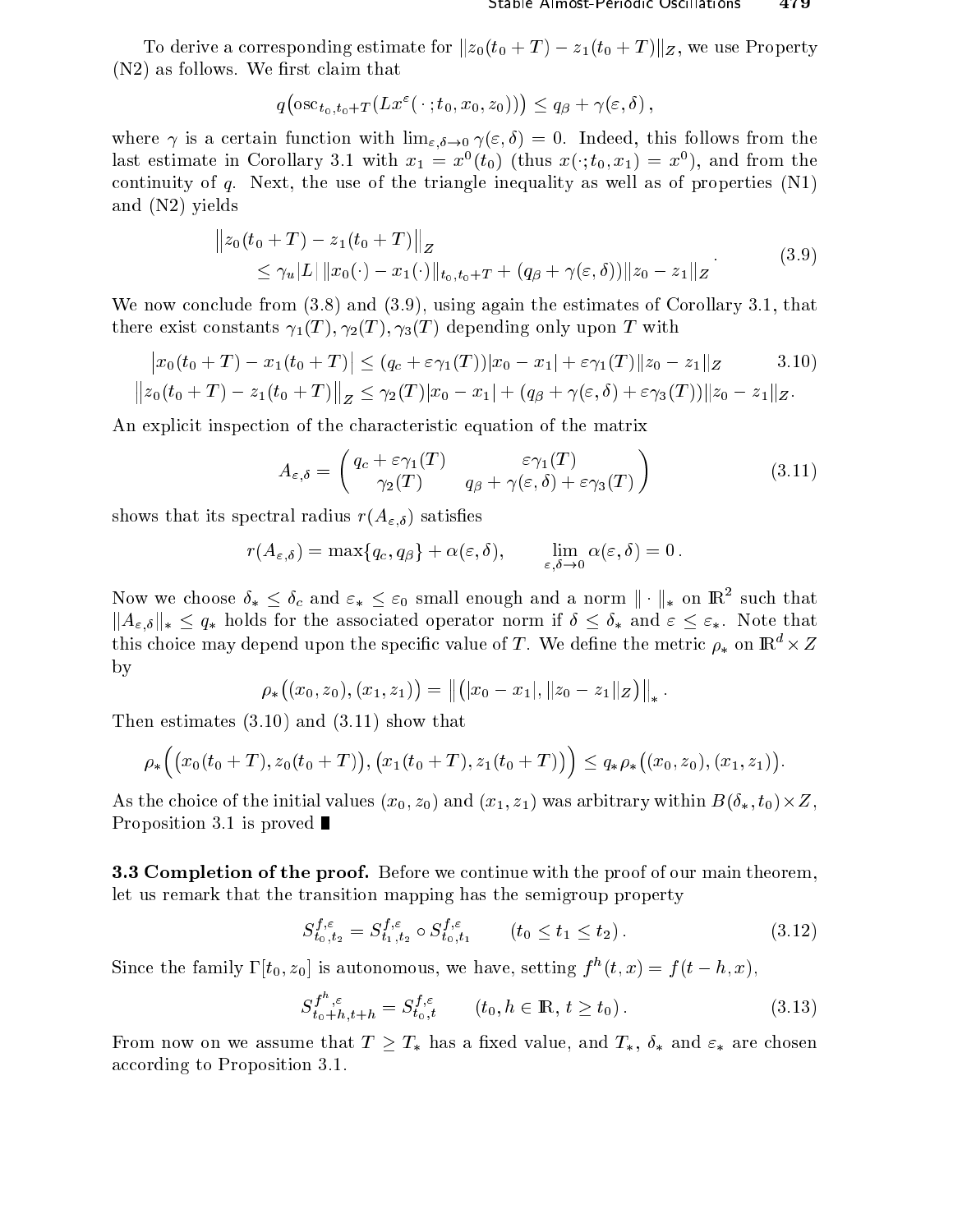To derive a corresponding estimate for $\|z_0(t_0+T) - z_1(t_0+T)\|_Z$, we use Property (N2) as follows. We first claim that

$$q\big(\text{osc}_{t_0,t_0+T}(Lx^\varepsilon(\,\cdot\,;t_0,x_0,z_0))\big) \le q_\beta + \gamma(\varepsilon,\delta)\,,$$

where $\gamma$ is a certain function with $\lim_{\varepsilon,\delta\to 0}\gamma(\varepsilon,\delta) = 0$. Indeed, this follows from the last estimate in Corollary 3.1 with $x_1 = x^0(t_0)$ (thus $x(\cdot;t_0,x_1) = x^0$), and from the continuity of $q$. Next, the use of the triangle inequality as well as of properties (N1) and (N2) yields

$$\begin{aligned}
&\big\|z_0(t_0+T) - z_1(t_0+T)\big\|_Z \\
&\qquad \le \gamma_u |L|\, \|x_0(\cdot) - x_1(\cdot)\|_{t_0,t_0+T} + (q_\beta + \gamma(\varepsilon,\delta))\|z_0 - z_1\|_Z
\end{aligned} \tag{3.9}$$

We now conclude from (3.8) and (3.9), using again the estimates of Corollary 3.1, that there exist constants $\gamma_1(T), \gamma_2(T), \gamma_3(T)$ depending only upon $T$ with

$$\begin{aligned}
\big|x_0(t_0+T) - x_1(t_0+T)\big| &\le (q_c + \varepsilon\gamma_1(T))|x_0 - x_1| + \varepsilon\gamma_1(T)\|z_0 - z_1\|_Z \\
\big\|z_0(t_0+T) - z_1(t_0+T)\big\|_Z &\le \gamma_2(T)|x_0 - x_1| + (q_\beta + \gamma(\varepsilon,\delta) + \varepsilon\gamma_3(T))\|z_0 - z_1\|_Z.
\end{aligned} \tag{3.10}$$

An explicit inspection of the characteristic equation of the matrix

$$A_{\varepsilon,\delta} = \begin{pmatrix} q_c + \varepsilon\gamma_1(T) & \varepsilon\gamma_1(T) \\ \gamma_2(T) & q_\beta + \gamma(\varepsilon,\delta) + \varepsilon\gamma_3(T) \end{pmatrix} \tag{3.11}$$

shows that its spectral radius $r(A_{\varepsilon,\delta})$ satisfies

$$r(A_{\varepsilon,\delta}) = \max\{q_c, q_\beta\} + \alpha(\varepsilon,\delta), \qquad \lim_{\varepsilon,\delta\to 0}\alpha(\varepsilon,\delta) = 0\,.$$

Now we choose $\delta_* \le \delta_c$ and $\varepsilon_* \le \varepsilon_0$ small enough and a norm $\|\cdot\|_*$ on $\mathbb{R}^2$ such that $\|A_{\varepsilon,\delta}\|_* \le q_*$ holds for the associated operator norm if $\delta \le \delta_*$ and $\varepsilon \le \varepsilon_*$. Note that this choice may depend upon the specific value of $T$. We define the metric $\rho_*$ on $\mathbb{R}^d \times Z$ by

$$\rho_*\big((x_0,z_0),(x_1,z_1)\big) = \big\|\big(|x_0 - x_1|, \|z_0 - z_1\|_Z\big)\big\|_*\,.$$

Then estimates (3.10) and (3.11) show that

$$\rho_*\Big(\big(x_0(t_0+T), z_0(t_0+T)\big), \big(x_1(t_0+T), z_1(t_0+T)\big)\Big) \le q_*\rho_*\big((x_0,z_0),(x_1,z_1)\big).$$

As the choice of the initial values $(x_0,z_0)$ and $(x_1,z_1)$ was arbitrary within $B(\delta_*,t_0)\times Z$, Proposition 3.1 is proved ∎

**3.3 Completion of the proof.** Before we continue with the proof of our main theorem, let us remark that the transition mapping has the semigroup property

$$S^{f,\varepsilon}_{t_0,t_2} = S^{f,\varepsilon}_{t_1,t_2} \circ S^{f,\varepsilon}_{t_0,t_1} \qquad (t_0 \le t_1 \le t_2)\,. \tag{3.12}$$

Since the family $\Gamma[t_0,z_0]$ is autonomous, we have, setting $f^h(t,x) = f(t-h,x)$,

$$S^{f^h,\varepsilon}_{t_0+h,t+h} = S^{f,\varepsilon}_{t_0,t} \qquad (t_0, h \in \mathbb{R},\, t \ge t_0)\,. \tag{3.13}$$

From now on we assume that $T \ge T_*$ has a fixed value, and $T_*$, $\delta_*$ and $\varepsilon_*$ are chosen according to Proposition 3.1.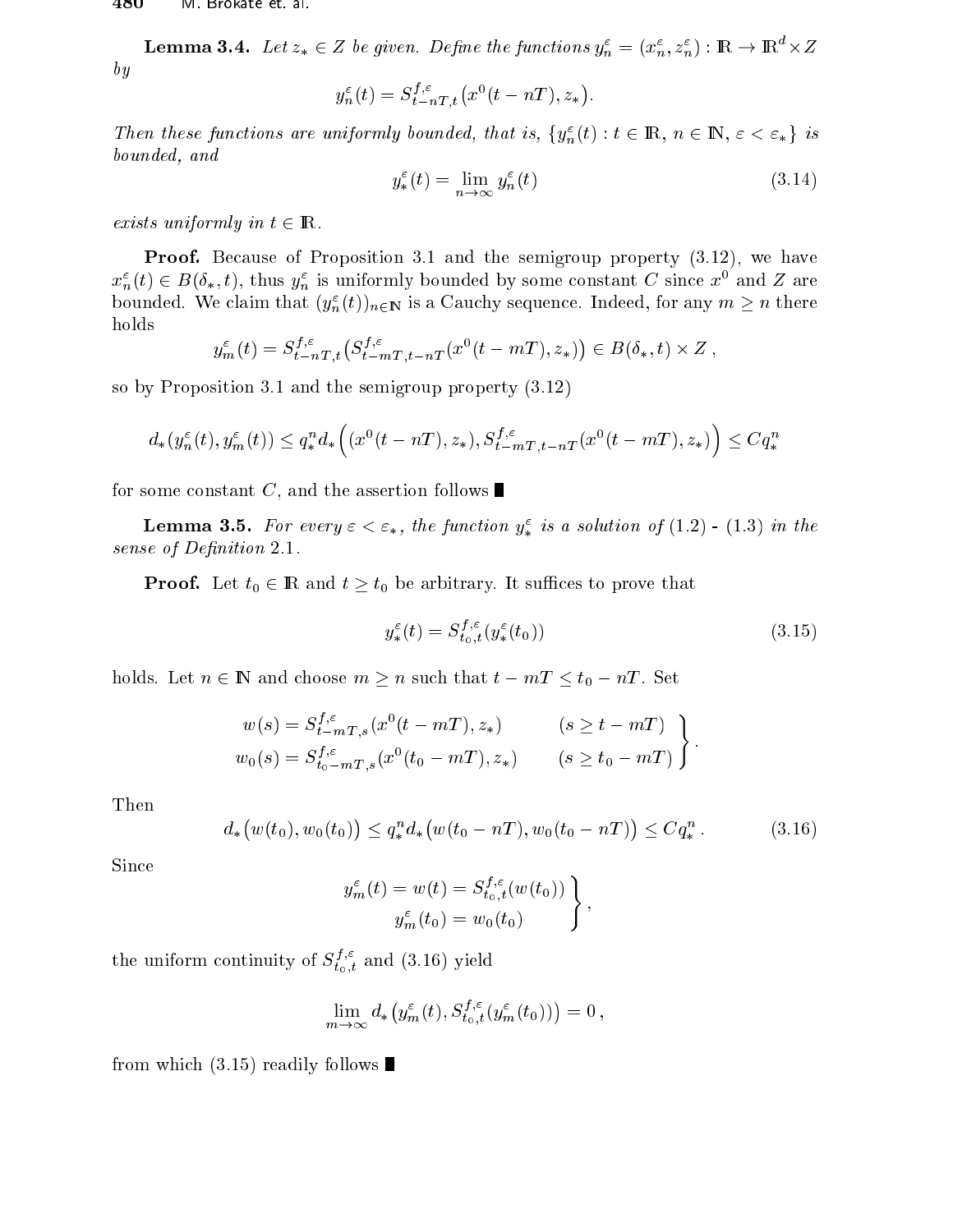**Lemma 3.4.** *Let $z_* \in Z$ be given. Define the functions $y_n^\varepsilon = (x_n^\varepsilon, z_n^\varepsilon) : \mathbb{R} \to \mathbb{R}^d \times Z$ by*

$$y_n^\varepsilon(t) = S^{f,\varepsilon}_{t-nT,t}\big(x^0(t-nT), z_*\big).$$

*Then these functions are uniformly bounded, that is, $\{y_n^\varepsilon(t) : t \in \mathbb{R},\, n \in \mathbb{N},\, \varepsilon < \varepsilon_*\}$ is bounded, and*

$$y_*^\varepsilon(t) = \lim_{n\to\infty} y_n^\varepsilon(t) \tag{3.14}$$

*exists uniformly in $t \in \mathbb{R}$.*

**Proof.** Because of Proposition 3.1 and the semigroup property (3.12), we have $x_n^\varepsilon(t) \in B(\delta_*, t)$, thus $y_n^\varepsilon$ is uniformly bounded by some constant $C$ since $x^0$ and $Z$ are bounded. We claim that $(y_n^\varepsilon(t))_{n\in\mathbb{N}}$ is a Cauchy sequence. Indeed, for any $m \geq n$ there holds

$$y_m^\varepsilon(t) = S^{f,\varepsilon}_{t-nT,t}\big(S^{f,\varepsilon}_{t-mT,t-nT}(x^0(t-mT), z_*)\big) \in B(\delta_*, t) \times Z\,,$$

so by Proposition 3.1 and the semigroup property (3.12)

$$d_*(y_n^\varepsilon(t), y_m^\varepsilon(t)) \leq q_*^n d_*\Big((x^0(t-nT), z_*), S^{f,\varepsilon}_{t-mT,t-nT}(x^0(t-mT), z_*)\Big) \leq C q_*^n$$

for some constant $C$, and the assertion follows ∎

**Lemma 3.5.** *For every $\varepsilon < \varepsilon_*$, the function $y_*^\varepsilon$ is a solution of (1.2) - (1.3) in the sense of Definition 2.1.*

**Proof.** Let $t_0 \in \mathbb{R}$ and $t \geq t_0$ be arbitrary. It suffices to prove that

$$y_*^\varepsilon(t) = S^{f,\varepsilon}_{t_0,t}(y_*^\varepsilon(t_0)) \tag{3.15}$$

holds. Let $n \in \mathbb{N}$ and choose $m \geq n$ such that $t - mT \leq t_0 - nT$. Set

$$\left.\begin{aligned} w(s) &= S^{f,\varepsilon}_{t-mT,s}(x^0(t-mT), z_*) \qquad (s \geq t-mT) \\ w_0(s) &= S^{f,\varepsilon}_{t_0-mT,s}(x^0(t_0-mT), z_*) \qquad (s \geq t_0-mT) \end{aligned}\right\}.$$

Then

$$d_*\big(w(t_0), w_0(t_0)\big) \leq q_*^n d_*\big(w(t_0-nT), w_0(t_0-nT)\big) \leq C q_*^n\,. \tag{3.16}$$

Since

$$\left.\begin{aligned} y_m^\varepsilon(t) &= w(t) = S^{f,\varepsilon}_{t_0,t}(w(t_0)) \\ y_m^\varepsilon(t_0) &= w_0(t_0) \end{aligned}\right\},$$

the uniform continuity of $S^{f,\varepsilon}_{t_0,t}$ and (3.16) yield

$$\lim_{m\to\infty} d_*\big(y_m^\varepsilon(t), S^{f,\varepsilon}_{t_0,t}(y_m^\varepsilon(t_0))\big) = 0\,,$$

from which (3.15) readily follows ∎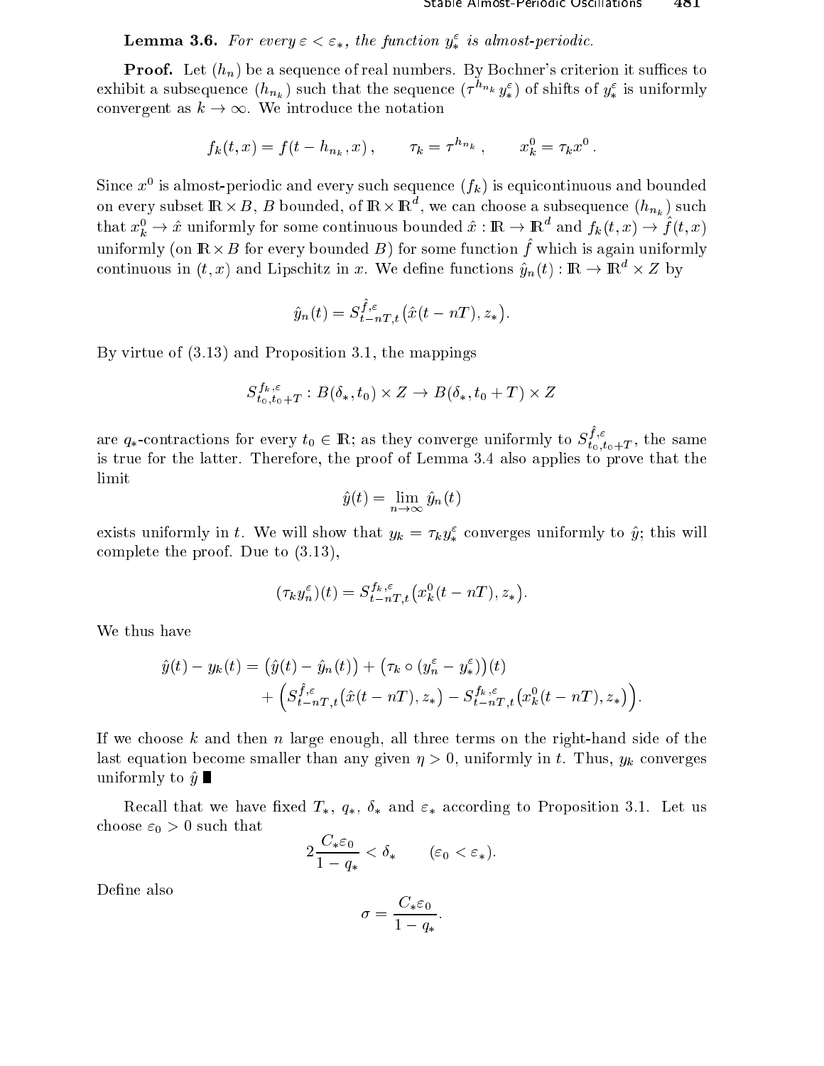**Lemma 3.6.** *For every $\varepsilon < \varepsilon_*$, the function $y_*^\varepsilon$ is almost-periodic.*

**Proof.** Let $(h_n)$ be a sequence of real numbers. By Bochner's criterion it suffices to exhibit a subsequence $(h_{n_k})$ such that the sequence $(\tau^{h_{n_k}} y_*^\varepsilon)$ of shifts of $y_*^\varepsilon$ is uniformly convergent as $k \to \infty$. We introduce the notation

$$f_k(t,x) = f(t - h_{n_k}, x)\,, \qquad \tau_k = \tau^{h_{n_k}}\,, \qquad x_k^0 = \tau_k x^0\,.$$

Since $x^0$ is almost-periodic and every such sequence $(f_k)$ is equicontinuous and bounded on every subset $\mathbb{R} \times B$, $B$ bounded, of $\mathbb{R} \times \mathbb{R}^d$, we can choose a subsequence $(h_{n_k})$ such that $x_k^0 \to \hat{x}$ uniformly for some continuous bounded $\hat{x} : \mathbb{R} \to \mathbb{R}^d$ and $f_k(t,x) \to \hat{f}(t,x)$ uniformly (on $\mathbb{R} \times B$ for every bounded $B$) for some function $\hat{f}$ which is again uniformly continuous in $(t,x)$ and Lipschitz in $x$. We define functions $\hat{y}_n(t) : \mathbb{R} \to \mathbb{R}^d \times Z$ by

$$\hat{y}_n(t) = S_{t-nT,t}^{\hat{f},\varepsilon}\big(\hat{x}(t-nT), z_*\big).$$

By virtue of (3.13) and Proposition 3.1, the mappings

$$S_{t_0,t_0+T}^{f_k,\varepsilon} : B(\delta_*, t_0) \times Z \to B(\delta_*, t_0 + T) \times Z$$

are $q_*$-contractions for every $t_0 \in \mathbb{R}$; as they converge uniformly to $S_{t_0,t_0+T}^{\hat{f},\varepsilon}$, the same is true for the latter. Therefore, the proof of Lemma 3.4 also applies to prove that the limit

$$\hat{y}(t) = \lim_{n\to\infty} \hat{y}_n(t)$$

exists uniformly in $t$. We will show that $y_k = \tau_k y_*^\varepsilon$ converges uniformly to $\hat{y}$; this will complete the proof. Due to (3.13),

$$(\tau_k y_n^\varepsilon)(t) = S_{t-nT,t}^{f_k,\varepsilon}\big(x_k^0(t-nT), z_*\big).$$

We thus have

$$\begin{aligned}
\hat{y}(t) - y_k(t) = \big(\hat{y}(t) - \hat{y}_n(t)\big) &+ \big(\tau_k \circ (y_n^\varepsilon - y_*^\varepsilon)\big)(t) \\
&+ \Big(S_{t-nT,t}^{\hat{f},\varepsilon}\big(\hat{x}(t-nT), z_*\big) - S_{t-nT,t}^{f_k,\varepsilon}\big(x_k^0(t-nT), z_*\big)\Big).
\end{aligned}$$

If we choose $k$ and then $n$ large enough, all three terms on the right-hand side of the last equation become smaller than any given $\eta > 0$, uniformly in $t$. Thus, $y_k$ converges uniformly to $\hat{y}$ ∎

Recall that we have fixed $T_*$, $q_*$, $\delta_*$ and $\varepsilon_*$ according to Proposition 3.1. Let us choose $\varepsilon_0 > 0$ such that

$$2\frac{C_*\varepsilon_0}{1-q_*} < \delta_* \qquad (\varepsilon_0 < \varepsilon_*).$$

Define also

$$\sigma = \frac{C_*\varepsilon_0}{1-q_*}.$$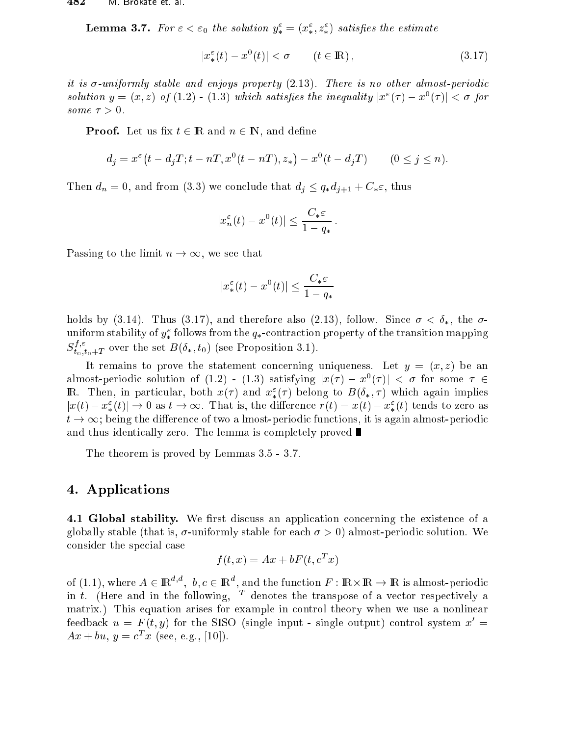**Lemma 3.7.** *For $\varepsilon < \varepsilon_0$ the solution $y_*^\varepsilon = (x_*^\varepsilon, z_*^\varepsilon)$ satisfies the estimate*

$$|x_*^\varepsilon(t) - x^0(t)| < \sigma \qquad (t \in \mathbb{R}), \tag{3.17}$$

*it is $\sigma$-uniformly stable and enjoys property (2.13). There is no other almost-periodic solution $y = (x, z)$ of (1.2) - (1.3) which satisfies the inequality $|x^\varepsilon(\tau) - x^0(\tau)| < \sigma$ for some $\tau > 0$.*

**Proof.** Let us fix $t \in \mathbb{R}$ and $n \in \mathbb{N}$, and define

$$d_j = x^\varepsilon\big(t - d_jT; t - nT, x^0(t - nT), z_*\big) - x^0(t - d_jT) \qquad (0 \le j \le n).$$

Then $d_n = 0$, and from (3.3) we conclude that $d_j \le q_* d_{j+1} + C_*\varepsilon$, thus

$$|x_n^\varepsilon(t) - x^0(t)| \le \frac{C_*\varepsilon}{1 - q_*}.$$

Passing to the limit $n \to \infty$, we see that

$$|x_*^\varepsilon(t) - x^0(t)| \le \frac{C_*\varepsilon}{1 - q_*}$$

holds by (3.14). Thus (3.17), and therefore also (2.13), follow. Since $\sigma < \delta_*$, the $\sigma$-uniform stability of $y_*^\varepsilon$ follows from the $q_*$-contraction property of the transition mapping $S_{t_0, t_0+T}^{f,\varepsilon}$ over the set $B(\delta_*, t_0)$ (see Proposition 3.1).

It remains to prove the statement concerning uniqueness. Let $y = (x, z)$ be an almost-periodic solution of (1.2) - (1.3) satisfying $|x(\tau) - x^0(\tau)| < \sigma$ for some $\tau \in \mathbb{R}$. Then, in particular, both $x(\tau)$ and $x_*^\varepsilon(\tau)$ belong to $B(\delta_*, \tau)$ which again implies $|x(t) - x_*^\varepsilon(t)| \to 0$ as $t \to \infty$. That is, the difference $r(t) = x(t) - x_*^\varepsilon(t)$ tends to zero as $t \to \infty$; being the difference of two a lmost-periodic functions, it is again almost-periodic and thus identically zero. The lemma is completely proved ∎

The theorem is proved by Lemmas 3.5 - 3.7.

## 4. Applications

**4.1 Global stability.** We first discuss an application concerning the existence of a globally stable (that is, $\sigma$-uniformly stable for each $\sigma > 0$) almost-periodic solution. We consider the special case

$$f(t, x) = Ax + bF(t, c^T x)$$

of (1.1), where $A \in \mathbb{R}^{d,d}$, $b, c \in \mathbb{R}^d$, and the function $F : \mathbb{R} \times \mathbb{R} \to \mathbb{R}$ is almost-periodic in $t$. (Here and in the following, $^T$ denotes the transpose of a vector respectively a matrix.) This equation arises for example in control theory when we use a nonlinear feedback $u = F(t, y)$ for the SISO (single input - single output) control system $x' = Ax + bu$, $y = c^T x$ (see, e.g., [10]).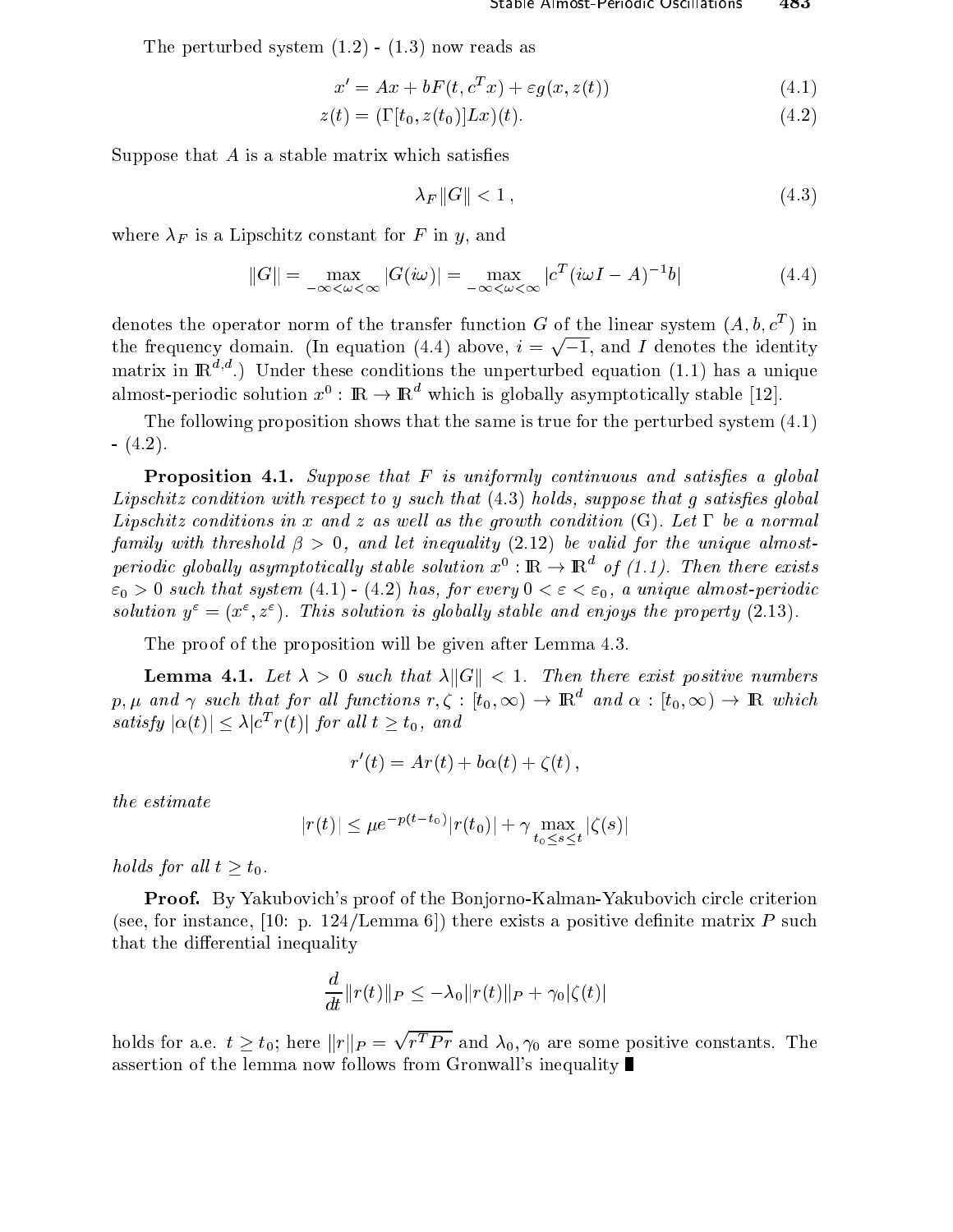The perturbed system (1.2) - (1.3) now reads as

$$x' = Ax + bF(t, c^T x) + \varepsilon g(x, z(t)) \tag{4.1}$$

$$z(t) = (\Gamma[t_0, z(t_0)]Lx)(t). \tag{4.2}$$

Suppose that $A$ is a stable matrix which satisfies

$$\lambda_F \|G\| < 1 \,, \tag{4.3}$$

where $\lambda_F$ is a Lipschitz constant for $F$ in $y$, and

$$\|G\| = \max_{-\infty<\omega<\infty} |G(i\omega)| = \max_{-\infty<\omega<\infty} |c^T(i\omega I - A)^{-1} b| \tag{4.4}$$

denotes the operator norm of the transfer function $G$ of the linear system $(A, b, c^T)$ in the frequency domain. (In equation (4.4) above, $i = \sqrt{-1}$, and $I$ denotes the identity matrix in $\mathbb{R}^{d,d}$.) Under these conditions the unperturbed equation (1.1) has a unique almost-periodic solution $x^0 : \mathbb{R} \to \mathbb{R}^d$ which is globally asymptotically stable [12].

The following proposition shows that the same is true for the perturbed system (4.1) - (4.2).

**Proposition 4.1.** *Suppose that $F$ is uniformly continuous and satisfies a global Lipschitz condition with respect to $y$ such that (4.3) holds, suppose that $g$ satisfies global Lipschitz conditions in $x$ and $z$ as well as the growth condition* (G). *Let $\Gamma$ be a normal family with threshold $\beta > 0$, and let inequality (2.12) be valid for the unique almost-periodic globally asymptotically stable solution $x^0 : \mathbb{R} \to \mathbb{R}^d$ of (1.1). Then there exists $\varepsilon_0 > 0$ such that system (4.1) - (4.2) has, for every $0 < \varepsilon < \varepsilon_0$, a unique almost-periodic solution $y^\varepsilon = (x^\varepsilon, z^\varepsilon)$. This solution is globally stable and enjoys the property (2.13).*

The proof of the proposition will be given after Lemma 4.3.

**Lemma 4.1.** *Let $\lambda > 0$ such that $\lambda\|G\| < 1$. Then there exist positive numbers $p, \mu$ and $\gamma$ such that for all functions $r, \zeta : [t_0, \infty) \to \mathbb{R}^d$ and $\alpha : [t_0, \infty) \to \mathbb{R}$ which satisfy $|\alpha(t)| \leq \lambda |c^T r(t)|$ for all $t \geq t_0$, and*

$$r'(t) = Ar(t) + b\alpha(t) + \zeta(t) \,,$$

*the estimate*

$$|r(t)| \leq \mu e^{-p(t-t_0)} |r(t_0)| + \gamma \max_{t_0 \leq s \leq t} |\zeta(s)|$$

*holds for all $t \geq t_0$.*

**Proof.** By Yakubovich's proof of the Bonjorno-Kalman-Yakubovich circle criterion (see, for instance, [10: p. 124/Lemma 6]) there exists a positive definite matrix $P$ such that the differential inequality

$$\frac{d}{dt}\|r(t)\|_P \leq -\lambda_0 \|r(t)\|_P + \gamma_0 |\zeta(t)|$$

holds for a.e. $t \geq t_0$; here $\|r\|_P = \sqrt{r^T P r}$ and $\lambda_0, \gamma_0$ are some positive constants. The assertion of the lemma now follows from Gronwall's inequality ∎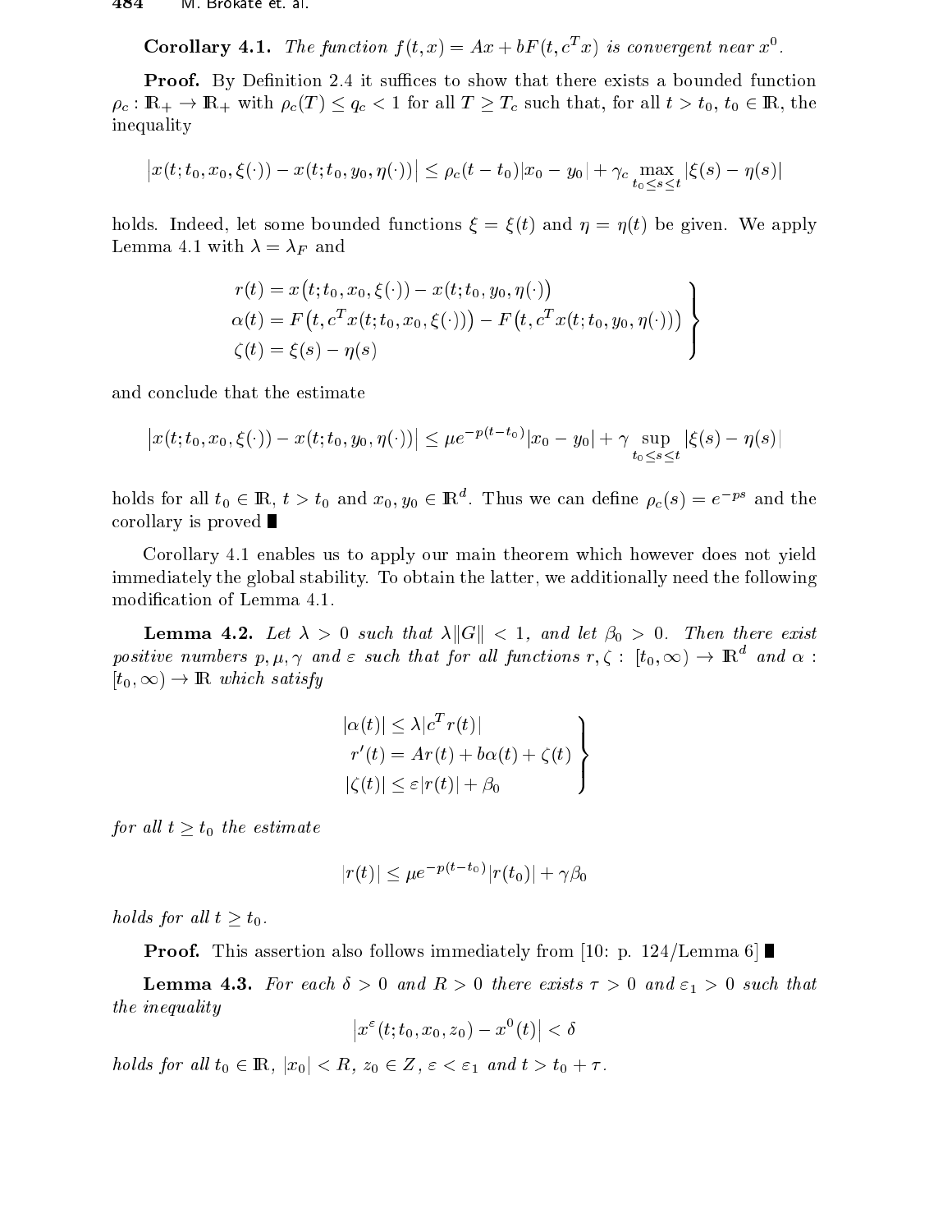**Corollary 4.1.** *The function $f(t,x) = Ax + bF(t, c^T x)$ is convergent near $x^0$.*

**Proof.** By Definition 2.4 it suffices to show that there exists a bounded function $\rho_c : \mathbb{R}_+ \to \mathbb{R}_+$ with $\rho_c(T) \leq q_c < 1$ for all $T \geq T_c$ such that, for all $t > t_0$, $t_0 \in \mathbb{R}$, the inequality

$$\left|x(t; t_0, x_0, \xi(\cdot)) - x(t; t_0, y_0, \eta(\cdot))\right| \leq \rho_c(t - t_0)|x_0 - y_0| + \gamma_c \max_{t_0 \leq s \leq t} |\xi(s) - \eta(s)|$$

holds. Indeed, let some bounded functions $\xi = \xi(t)$ and $\eta = \eta(t)$ be given. We apply Lemma 4.1 with $\lambda = \lambda_F$ and

$$\left.\begin{aligned} r(t) &= x\big(t; t_0, x_0, \xi(\cdot)\big) - x\big(t; t_0, y_0, \eta(\cdot)\big) \\ \alpha(t) &= F\big(t, c^T x(t; t_0, x_0, \xi(\cdot))\big) - F\big(t, c^T x(t; t_0, y_0, \eta(\cdot))\big) \\ \zeta(t) &= \xi(s) - \eta(s) \end{aligned}\right\}$$

and conclude that the estimate

$$\left|x(t; t_0, x_0, \xi(\cdot)) - x(t; t_0, y_0, \eta(\cdot))\right| \leq \mu e^{-p(t-t_0)}|x_0 - y_0| + \gamma \sup_{t_0 \leq s \leq t} |\xi(s) - \eta(s)|$$

holds for all $t_0 \in \mathbb{R}$, $t > t_0$ and $x_0, y_0 \in \mathbb{R}^d$. Thus we can define $\rho_c(s) = e^{-ps}$ and the corollary is proved ∎

Corollary 4.1 enables us to apply our main theorem which however does not yield immediately the global stability. To obtain the latter, we additionally need the following modification of Lemma 4.1.

**Lemma 4.2.** *Let $\lambda > 0$ such that $\lambda\|G\| < 1$, and let $\beta_0 > 0$. Then there exist positive numbers $p, \mu, \gamma$ and $\varepsilon$ such that for all functions $r, \zeta : [t_0, \infty) \to \mathbb{R}^d$ and $\alpha : [t_0, \infty) \to \mathbb{R}$ which satisfy*

$$\left.\begin{aligned} |\alpha(t)| &\leq \lambda |c^T r(t)| \\ r'(t) &= Ar(t) + b\alpha(t) + \zeta(t) \\ |\zeta(t)| &\leq \varepsilon |r(t)| + \beta_0 \end{aligned}\right\}$$

*for all $t \geq t_0$ the estimate*

$$|r(t)| \leq \mu e^{-p(t-t_0)}|r(t_0)| + \gamma\beta_0$$

*holds for all $t \geq t_0$.*

**Proof.** This assertion also follows immediately from [10: p. 124/Lemma 6] ∎

**Lemma 4.3.** *For each $\delta > 0$ and $R > 0$ there exists $\tau > 0$ and $\varepsilon_1 > 0$ such that the inequality*

$$\left|x^\varepsilon(t; t_0, x_0, z_0) - x^0(t)\right| < \delta$$

*holds for all $t_0 \in \mathbb{R}$, $|x_0| < R$, $z_0 \in Z$, $\varepsilon < \varepsilon_1$ and $t > t_0 + \tau$.*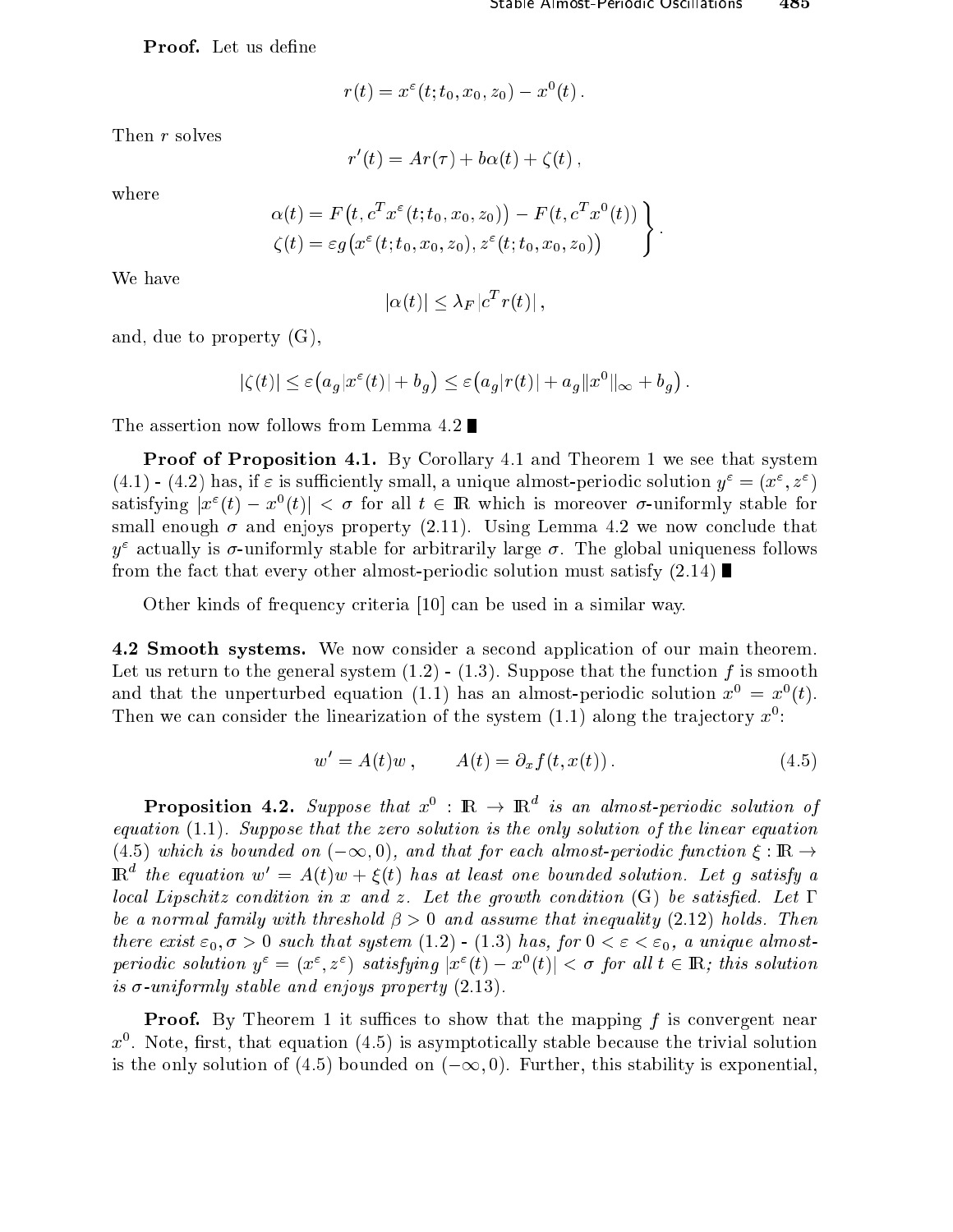**Proof.** Let us define

$$r(t) = x^\varepsilon(t; t_0, x_0, z_0) - x^0(t)\,.$$

Then $r$ solves

$$r'(t) = Ar(\tau) + b\alpha(t) + \zeta(t)\,,$$

where

$$\left.\begin{aligned} \alpha(t) &= F\big(t, c^T x^\varepsilon(t; t_0, x_0, z_0)\big) - F(t, c^T x^0(t)) \\ \zeta(t) &= \varepsilon g\big(x^\varepsilon(t; t_0, x_0, z_0), z^\varepsilon(t; t_0, x_0, z_0)\big) \end{aligned}\right\}.$$

We have

$$|\alpha(t)| \le \lambda_F |c^T r(t)|\,,$$

and, due to property (G),

$$|\zeta(t)| \le \varepsilon\big(a_g |x^\varepsilon(t)| + b_g\big) \le \varepsilon\big(a_g |r(t)| + a_g \|x^0\|_\infty + b_g\big)\,.$$

The assertion now follows from Lemma 4.2 ∎

**Proof of Proposition 4.1.** By Corollary 4.1 and Theorem 1 we see that system (4.1) - (4.2) has, if $\varepsilon$ is sufficiently small, a unique almost-periodic solution $y^\varepsilon = (x^\varepsilon, z^\varepsilon)$ satisfying $|x^\varepsilon(t) - x^0(t)| < \sigma$ for all $t \in \mathbb{R}$ which is moreover $\sigma$-uniformly stable for small enough $\sigma$ and enjoys property (2.11). Using Lemma 4.2 we now conclude that $y^\varepsilon$ actually is $\sigma$-uniformly stable for arbitrarily large $\sigma$. The global uniqueness follows from the fact that every other almost-periodic solution must satisfy (2.14) ∎

Other kinds of frequency criteria [10] can be used in a similar way.

**4.2 Smooth systems.** We now consider a second application of our main theorem. Let us return to the general system (1.2) - (1.3). Suppose that the function $f$ is smooth and that the unperturbed equation (1.1) has an almost-periodic solution $x^0 = x^0(t)$. Then we can consider the linearization of the system (1.1) along the trajectory $x^0$:

$$w' = A(t)w\,, \qquad A(t) = \partial_x f(t, x(t))\,. \tag{4.5}$$

**Proposition 4.2.** *Suppose that $x^0 : \mathbb{R} \to \mathbb{R}^d$ is an almost-periodic solution of equation (1.1). Suppose that the zero solution is the only solution of the linear equation (4.5) which is bounded on $(-\infty, 0)$, and that for each almost-periodic function $\xi : \mathbb{R} \to \mathbb{R}^d$ the equation $w' = A(t)w + \xi(t)$ has at least one bounded solution. Let $g$ satisfy a local Lipschitz condition in $x$ and $z$. Let the growth condition (G) be satisfied. Let $\Gamma$ be a normal family with threshold $\beta > 0$ and assume that inequality (2.12) holds. Then there exist $\varepsilon_0, \sigma > 0$ such that system (1.2) - (1.3) has, for $0 < \varepsilon < \varepsilon_0$, a unique almost-periodic solution $y^\varepsilon = (x^\varepsilon, z^\varepsilon)$ satisfying $|x^\varepsilon(t) - x^0(t)| < \sigma$ for all $t \in \mathbb{R}$; this solution is $\sigma$-uniformly stable and enjoys property (2.13).*

**Proof.** By Theorem 1 it suffices to show that the mapping $f$ is convergent near $x^0$. Note, first, that equation (4.5) is asymptotically stable because the trivial solution is the only solution of (4.5) bounded on $(-\infty, 0)$. Further, this stability is exponential,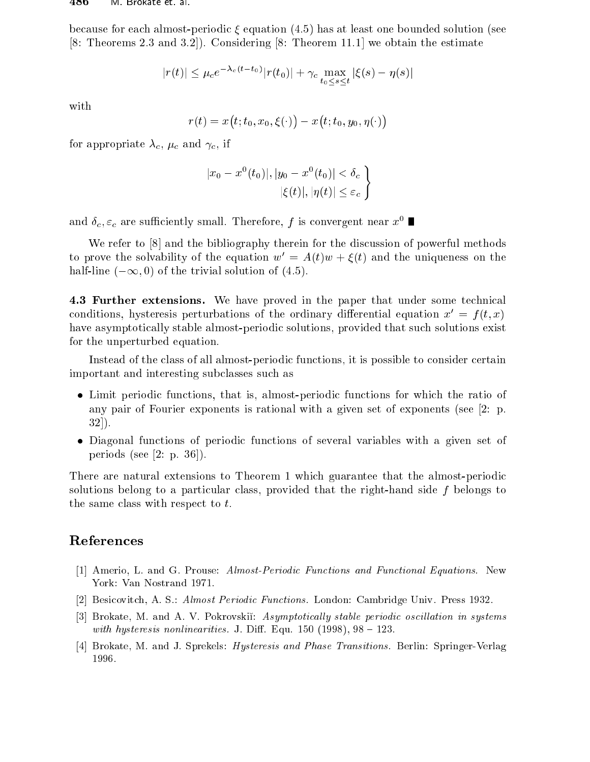because for each almost-periodic $\xi$ equation (4.5) has at least one bounded solution (see [8: Theorems 2.3 and 3.2]). Considering [8: Theorem 11.1] we obtain the estimate

$$|r(t)| \leq \mu_c e^{-\lambda_c(t-t_0)}|r(t_0)| + \gamma_c \max_{t_0 \leq s \leq t} |\xi(s) - \eta(s)|$$

with

$$r(t) = x\big(t; t_0, x_0, \xi(\cdot)\big) - x\big(t; t_0, y_0, \eta(\cdot)\big)$$

for appropriate $\lambda_c$, $\mu_c$ and $\gamma_c$, if

$$\left.\begin{aligned} |x_0 - x^0(t_0)|, |y_0 - x^0(t_0)| < \delta_c \\ |\xi(t)|, |\eta(t)| \leq \varepsilon_c \end{aligned}\right\}$$

and $\delta_c, \varepsilon_c$ are sufficiently small. Therefore, $f$ is convergent near $x^0$ ∎

We refer to [8] and the bibliography therein for the discussion of powerful methods to prove the solvability of the equation $w' = A(t)w + \xi(t)$ and the uniqueness on the half-line $(-\infty, 0)$ of the trivial solution of (4.5).

**4.3 Further extensions.** We have proved in the paper that under some technical conditions, hysteresis perturbations of the ordinary differential equation $x' = f(t, x)$ have asymptotically stable almost-periodic solutions, provided that such solutions exist for the unperturbed equation.

Instead of the class of all almost-periodic functions, it is possible to consider certain important and interesting subclasses such as

- Limit periodic functions, that is, almost-periodic functions for which the ratio of any pair of Fourier exponents is rational with a given set of exponents (see [2: p. 32]).
- Diagonal functions of periodic functions of several variables with a given set of periods (see [2: p. 36]).

There are natural extensions to Theorem 1 which guarantee that the almost-periodic solutions belong to a particular class, provided that the right-hand side $f$ belongs to the same class with respect to $t$.

## References

[1] Amerio, L. and G. Prouse: *Almost-Periodic Functions and Functional Equations.* New York: Van Nostrand 1971.

[2] Besicovitch, A. S.: *Almost Periodic Functions.* London: Cambridge Univ. Press 1932.

[3] Brokate, M. and A. V. Pokrovskiĭ: *Asymptotically stable periodic oscillation in systems with hysteresis nonlinearities.* J. Diff. Equ. 150 (1998), 98 – 123.

[4] Brokate, M. and J. Sprekels: *Hysteresis and Phase Transitions.* Berlin: Springer-Verlag 1996.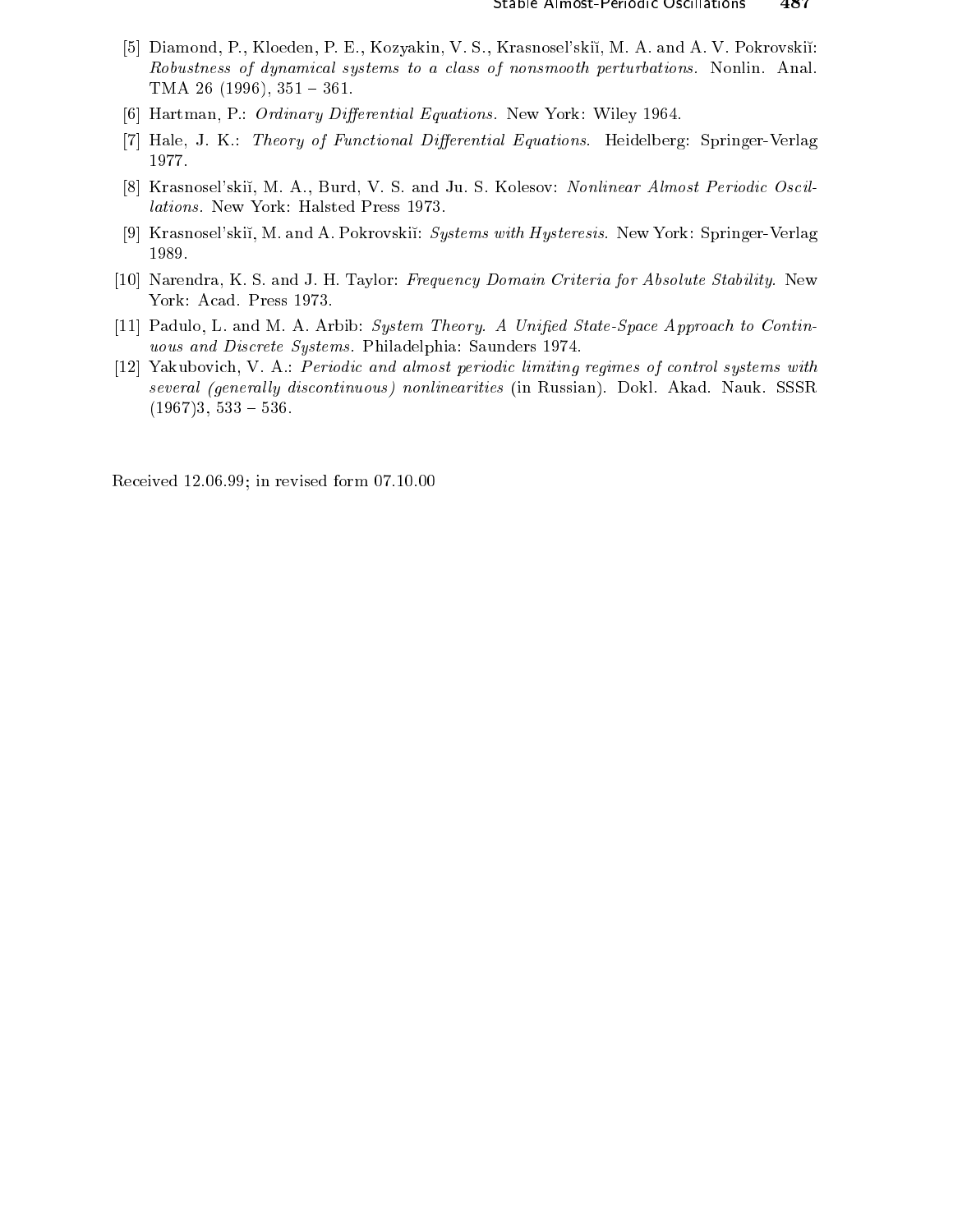[5] Diamond, P., Kloeden, P. E., Kozyakin, V. S., Krasnosel'skiĭ, M. A. and A. V. Pokrovskiĭ: *Robustness of dynamical systems to a class of nonsmooth perturbations.* Nonlin. Anal. TMA 26 (1996), 351 – 361.

[6] Hartman, P.: *Ordinary Differential Equations.* New York: Wiley 1964.

[7] Hale, J. K.: *Theory of Functional Differential Equations.* Heidelberg: Springer-Verlag 1977.

[8] Krasnosel'skiĭ, M. A., Burd, V. S. and Ju. S. Kolesov: *Nonlinear Almost Periodic Oscillations.* New York: Halsted Press 1973.

[9] Krasnosel'skiĭ, M. and A. Pokrovskiĭ: *Systems with Hysteresis.* New York: Springer-Verlag 1989.

[10] Narendra, K. S. and J. H. Taylor: *Frequency Domain Criteria for Absolute Stability.* New York: Acad. Press 1973.

[11] Padulo, L. and M. A. Arbib: *System Theory. A Unified State-Space Approach to Continuous and Discrete Systems.* Philadelphia: Saunders 1974.

[12] Yakubovich, V. A.: *Periodic and almost periodic limiting regimes of control systems with several (generally discontinuous) nonlinearities* (in Russian). Dokl. Akad. Nauk. SSSR (1967)3, 533 – 536.

Received 12.06.99; in revised form 07.10.00